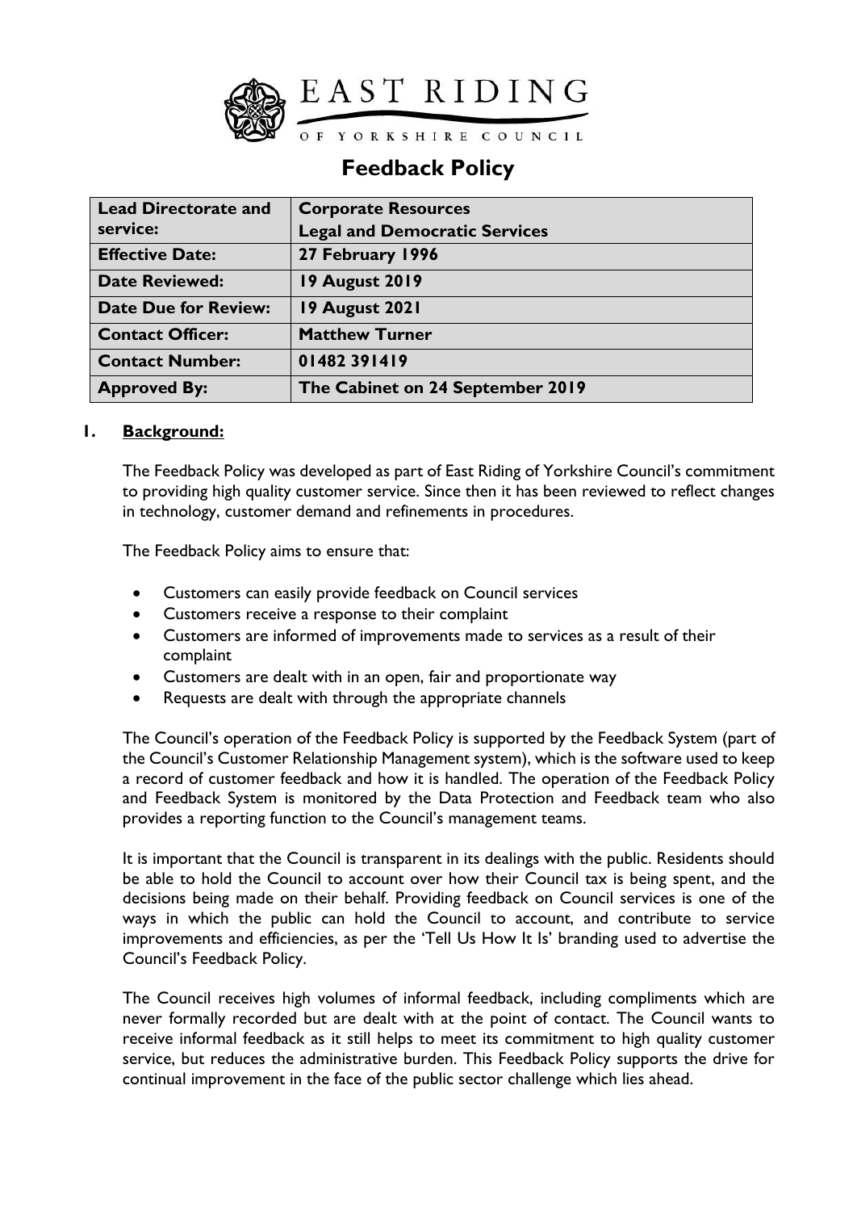EAST RIDING OF YORKSHIRE COUNCIL

# Feedback Policy

| Lead Directorate and service: | Corporate Resources<br>Legal and Democratic Services |
| --- | --- |
| Effective Date: | 27 February 1996 |
| Date Reviewed: | 19 August 2019 |
| Date Due for Review: | 19 August 2021 |
| Contact Officer: | Matthew Turner |
| Contact Number: | 01482 391419 |
| Approved By: | The Cabinet on 24 September 2019 |

## 1. Background:

The Feedback Policy was developed as part of East Riding of Yorkshire Council's commitment to providing high quality customer service. Since then it has been reviewed to reflect changes in technology, customer demand and refinements in procedures.

The Feedback Policy aims to ensure that:

- Customers can easily provide feedback on Council services
- Customers receive a response to their complaint
- Customers are informed of improvements made to services as a result of their complaint
- Customers are dealt with in an open, fair and proportionate way
- Requests are dealt with through the appropriate channels

The Council's operation of the Feedback Policy is supported by the Feedback System (part of the Council's Customer Relationship Management system), which is the software used to keep a record of customer feedback and how it is handled. The operation of the Feedback Policy and Feedback System is monitored by the Data Protection and Feedback team who also provides a reporting function to the Council's management teams.

It is important that the Council is transparent in its dealings with the public. Residents should be able to hold the Council to account over how their Council tax is being spent, and the decisions being made on their behalf. Providing feedback on Council services is one of the ways in which the public can hold the Council to account, and contribute to service improvements and efficiencies, as per the 'Tell Us How It Is' branding used to advertise the Council's Feedback Policy.

The Council receives high volumes of informal feedback, including compliments which are never formally recorded but are dealt with at the point of contact. The Council wants to receive informal feedback as it still helps to meet its commitment to high quality customer service, but reduces the administrative burden. This Feedback Policy supports the drive for continual improvement in the face of the public sector challenge which lies ahead.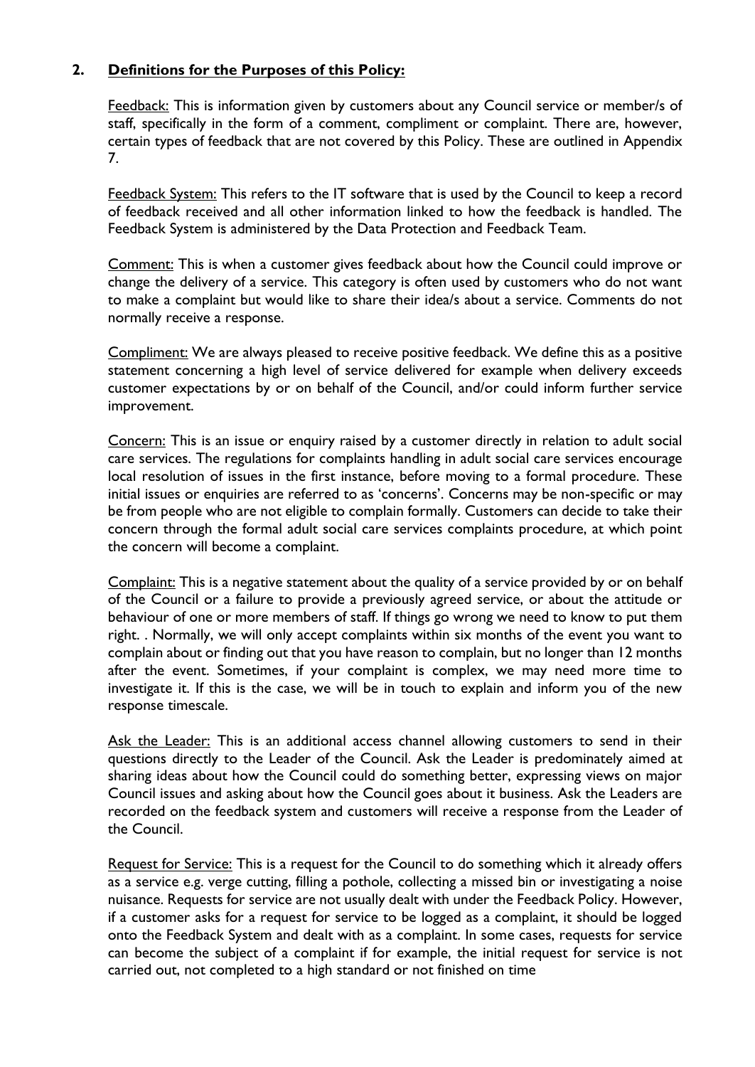## 2. Definitions for the Purposes of this Policy:

Feedback: This is information given by customers about any Council service or member/s of staff, specifically in the form of a comment, compliment or complaint. There are, however, certain types of feedback that are not covered by this Policy. These are outlined in Appendix 7.

Feedback System: This refers to the IT software that is used by the Council to keep a record of feedback received and all other information linked to how the feedback is handled. The Feedback System is administered by the Data Protection and Feedback Team.

Comment: This is when a customer gives feedback about how the Council could improve or change the delivery of a service. This category is often used by customers who do not want to make a complaint but would like to share their idea/s about a service. Comments do not normally receive a response.

Compliment: We are always pleased to receive positive feedback. We define this as a positive statement concerning a high level of service delivered for example when delivery exceeds customer expectations by or on behalf of the Council, and/or could inform further service improvement.

Concern: This is an issue or enquiry raised by a customer directly in relation to adult social care services. The regulations for complaints handling in adult social care services encourage local resolution of issues in the first instance, before moving to a formal procedure. These initial issues or enquiries are referred to as 'concerns'. Concerns may be non-specific or may be from people who are not eligible to complain formally. Customers can decide to take their concern through the formal adult social care services complaints procedure, at which point the concern will become a complaint.

Complaint: This is a negative statement about the quality of a service provided by or on behalf of the Council or a failure to provide a previously agreed service, or about the attitude or behaviour of one or more members of staff. If things go wrong we need to know to put them right. . Normally, we will only accept complaints within six months of the event you want to complain about or finding out that you have reason to complain, but no longer than 12 months after the event. Sometimes, if your complaint is complex, we may need more time to investigate it. If this is the case, we will be in touch to explain and inform you of the new response timescale.

Ask the Leader: This is an additional access channel allowing customers to send in their questions directly to the Leader of the Council. Ask the Leader is predominately aimed at sharing ideas about how the Council could do something better, expressing views on major Council issues and asking about how the Council goes about it business. Ask the Leaders are recorded on the feedback system and customers will receive a response from the Leader of the Council.

Request for Service: This is a request for the Council to do something which it already offers as a service e.g. verge cutting, filling a pothole, collecting a missed bin or investigating a noise nuisance. Requests for service are not usually dealt with under the Feedback Policy. However, if a customer asks for a request for service to be logged as a complaint, it should be logged onto the Feedback System and dealt with as a complaint. In some cases, requests for service can become the subject of a complaint if for example, the initial request for service is not carried out, not completed to a high standard or not finished on time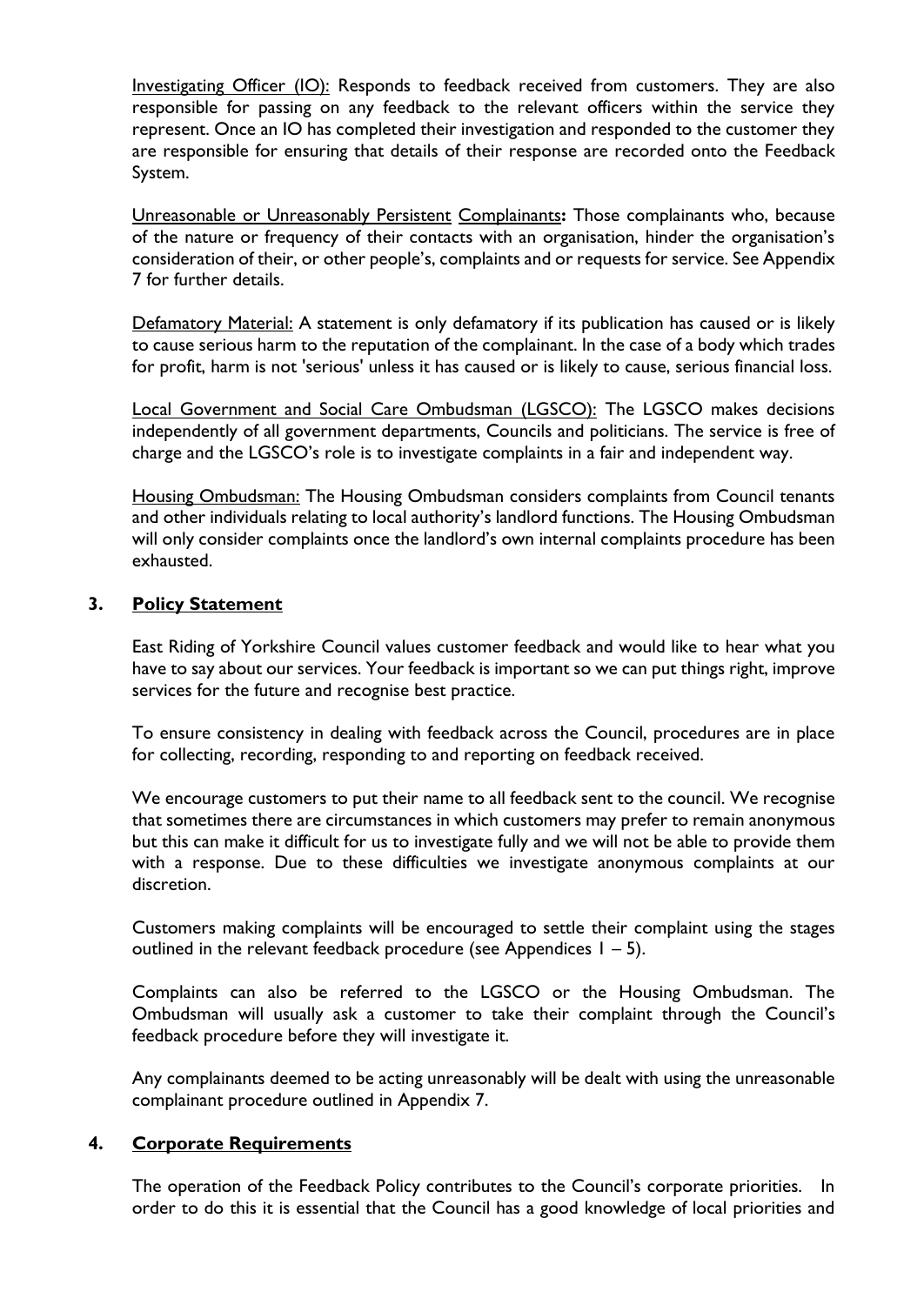Investigating Officer (IO): Responds to feedback received from customers. They are also responsible for passing on any feedback to the relevant officers within the service they represent. Once an IO has completed their investigation and responded to the customer they are responsible for ensuring that details of their response are recorded onto the Feedback System.

Unreasonable or Unreasonably Persistent Complainants**:** Those complainants who, because of the nature or frequency of their contacts with an organisation, hinder the organisation's consideration of their, or other people's, complaints and or requests for service. See Appendix 7 for further details.

Defamatory Material: A statement is only defamatory if its publication has caused or is likely to cause serious harm to the reputation of the complainant. In the case of a body which trades for profit, harm is not 'serious' unless it has caused or is likely to cause, serious financial loss.

Local Government and Social Care Ombudsman (LGSCO): The LGSCO makes decisions independently of all government departments, Councils and politicians. The service is free of charge and the LGSCO's role is to investigate complaints in a fair and independent way.

Housing Ombudsman: The Housing Ombudsman considers complaints from Council tenants and other individuals relating to local authority's landlord functions. The Housing Ombudsman will only consider complaints once the landlord's own internal complaints procedure has been exhausted.

## 3. Policy Statement

East Riding of Yorkshire Council values customer feedback and would like to hear what you have to say about our services. Your feedback is important so we can put things right, improve services for the future and recognise best practice.

To ensure consistency in dealing with feedback across the Council, procedures are in place for collecting, recording, responding to and reporting on feedback received.

We encourage customers to put their name to all feedback sent to the council. We recognise that sometimes there are circumstances in which customers may prefer to remain anonymous but this can make it difficult for us to investigate fully and we will not be able to provide them with a response. Due to these difficulties we investigate anonymous complaints at our discretion.

Customers making complaints will be encouraged to settle their complaint using the stages outlined in the relevant feedback procedure (see Appendices 1 – 5).

Complaints can also be referred to the LGSCO or the Housing Ombudsman. The Ombudsman will usually ask a customer to take their complaint through the Council's feedback procedure before they will investigate it.

Any complainants deemed to be acting unreasonably will be dealt with using the unreasonable complainant procedure outlined in Appendix 7.

## 4. Corporate Requirements

The operation of the Feedback Policy contributes to the Council's corporate priorities. In order to do this it is essential that the Council has a good knowledge of local priorities and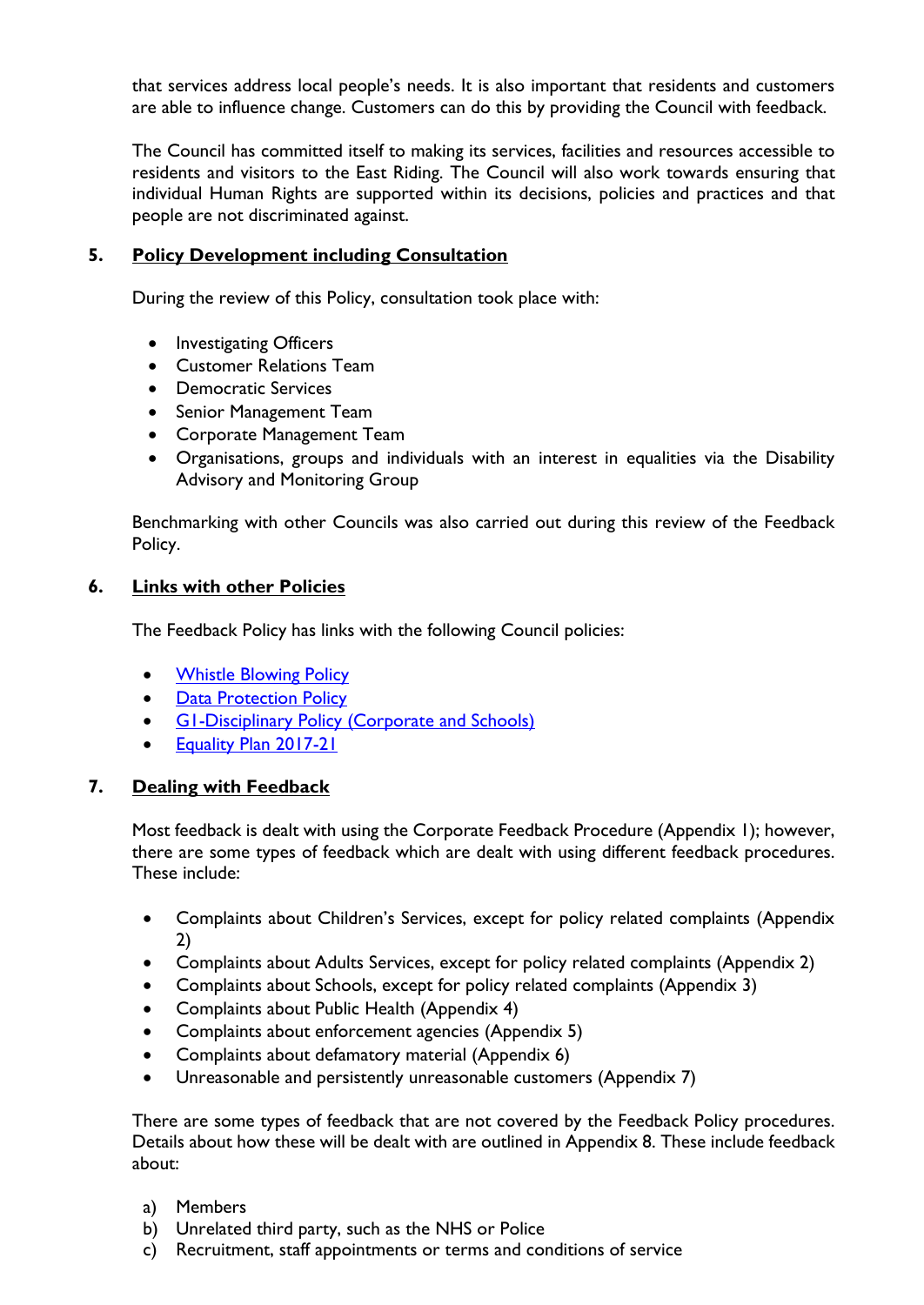that services address local people's needs. It is also important that residents and customers are able to influence change. Customers can do this by providing the Council with feedback.

The Council has committed itself to making its services, facilities and resources accessible to residents and visitors to the East Riding. The Council will also work towards ensuring that individual Human Rights are supported within its decisions, policies and practices and that people are not discriminated against.

## 5. Policy Development including Consultation

During the review of this Policy, consultation took place with:

- Investigating Officers
- Customer Relations Team
- Democratic Services
- Senior Management Team
- Corporate Management Team
- Organisations, groups and individuals with an interest in equalities via the Disability Advisory and Monitoring Group

Benchmarking with other Councils was also carried out during this review of the Feedback Policy.

## 6. Links with other Policies

The Feedback Policy has links with the following Council policies:

- Whistle Blowing Policy
- Data Protection Policy
- G1-Disciplinary Policy (Corporate and Schools)
- Equality Plan 2017-21

## 7. Dealing with Feedback

Most feedback is dealt with using the Corporate Feedback Procedure (Appendix 1); however, there are some types of feedback which are dealt with using different feedback procedures. These include:

- Complaints about Children's Services, except for policy related complaints (Appendix 2)
- Complaints about Adults Services, except for policy related complaints (Appendix 2)
- Complaints about Schools, except for policy related complaints (Appendix 3)
- Complaints about Public Health (Appendix 4)
- Complaints about enforcement agencies (Appendix 5)
- Complaints about defamatory material (Appendix 6)
- Unreasonable and persistently unreasonable customers (Appendix 7)

There are some types of feedback that are not covered by the Feedback Policy procedures. Details about how these will be dealt with are outlined in Appendix 8. These include feedback about:

a) Members
b) Unrelated third party, such as the NHS or Police
c) Recruitment, staff appointments or terms and conditions of service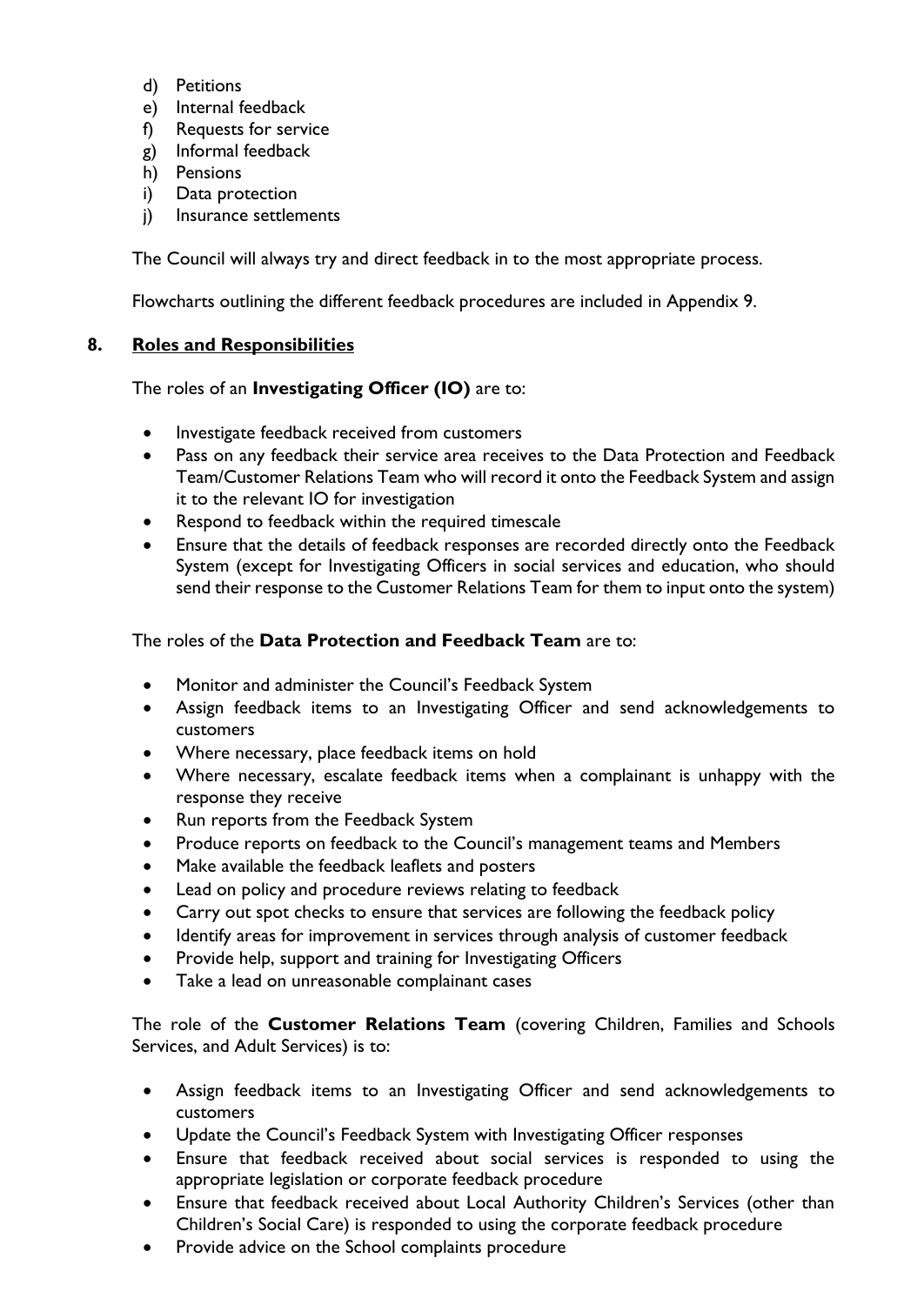d) Petitions
e) Internal feedback
f) Requests for service
g) Informal feedback
h) Pensions
i) Data protection
j) Insurance settlements

The Council will always try and direct feedback in to the most appropriate process.

Flowcharts outlining the different feedback procedures are included in Appendix 9.

## 8. Roles and Responsibilities

The roles of an **Investigating Officer (IO)** are to:

- Investigate feedback received from customers
- Pass on any feedback their service area receives to the Data Protection and Feedback Team/Customer Relations Team who will record it onto the Feedback System and assign it to the relevant IO for investigation
- Respond to feedback within the required timescale
- Ensure that the details of feedback responses are recorded directly onto the Feedback System (except for Investigating Officers in social services and education, who should send their response to the Customer Relations Team for them to input onto the system)

The roles of the **Data Protection and Feedback Team** are to:

- Monitor and administer the Council's Feedback System
- Assign feedback items to an Investigating Officer and send acknowledgements to customers
- Where necessary, place feedback items on hold
- Where necessary, escalate feedback items when a complainant is unhappy with the response they receive
- Run reports from the Feedback System
- Produce reports on feedback to the Council's management teams and Members
- Make available the feedback leaflets and posters
- Lead on policy and procedure reviews relating to feedback
- Carry out spot checks to ensure that services are following the feedback policy
- Identify areas for improvement in services through analysis of customer feedback
- Provide help, support and training for Investigating Officers
- Take a lead on unreasonable complainant cases

The role of the **Customer Relations Team** (covering Children, Families and Schools Services, and Adult Services) is to:

- Assign feedback items to an Investigating Officer and send acknowledgements to customers
- Update the Council's Feedback System with Investigating Officer responses
- Ensure that feedback received about social services is responded to using the appropriate legislation or corporate feedback procedure
- Ensure that feedback received about Local Authority Children's Services (other than Children's Social Care) is responded to using the corporate feedback procedure
- Provide advice on the School complaints procedure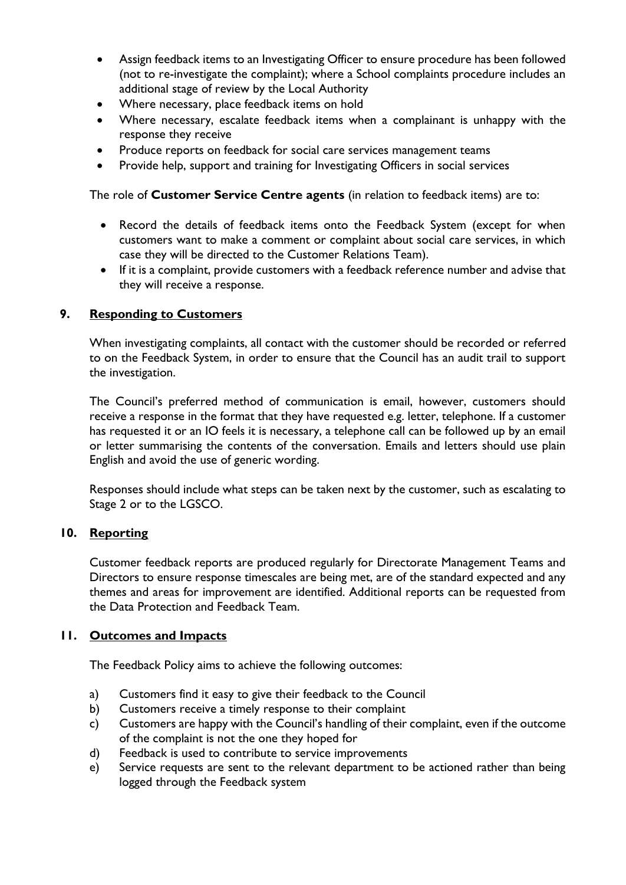- Assign feedback items to an Investigating Officer to ensure procedure has been followed (not to re-investigate the complaint); where a School complaints procedure includes an additional stage of review by the Local Authority
- Where necessary, place feedback items on hold
- Where necessary, escalate feedback items when a complainant is unhappy with the response they receive
- Produce reports on feedback for social care services management teams
- Provide help, support and training for Investigating Officers in social services

The role of **Customer Service Centre agents** (in relation to feedback items) are to:

- Record the details of feedback items onto the Feedback System (except for when customers want to make a comment or complaint about social care services, in which case they will be directed to the Customer Relations Team).
- If it is a complaint, provide customers with a feedback reference number and advise that they will receive a response.

## 9. Responding to Customers

When investigating complaints, all contact with the customer should be recorded or referred to on the Feedback System, in order to ensure that the Council has an audit trail to support the investigation.

The Council's preferred method of communication is email, however, customers should receive a response in the format that they have requested e.g. letter, telephone. If a customer has requested it or an IO feels it is necessary, a telephone call can be followed up by an email or letter summarising the contents of the conversation. Emails and letters should use plain English and avoid the use of generic wording.

Responses should include what steps can be taken next by the customer, such as escalating to Stage 2 or to the LGSCO.

## 10. Reporting

Customer feedback reports are produced regularly for Directorate Management Teams and Directors to ensure response timescales are being met, are of the standard expected and any themes and areas for improvement are identified. Additional reports can be requested from the Data Protection and Feedback Team.

## 11. Outcomes and Impacts

The Feedback Policy aims to achieve the following outcomes:

a) Customers find it easy to give their feedback to the Council
b) Customers receive a timely response to their complaint
c) Customers are happy with the Council's handling of their complaint, even if the outcome of the complaint is not the one they hoped for
d) Feedback is used to contribute to service improvements
e) Service requests are sent to the relevant department to be actioned rather than being logged through the Feedback system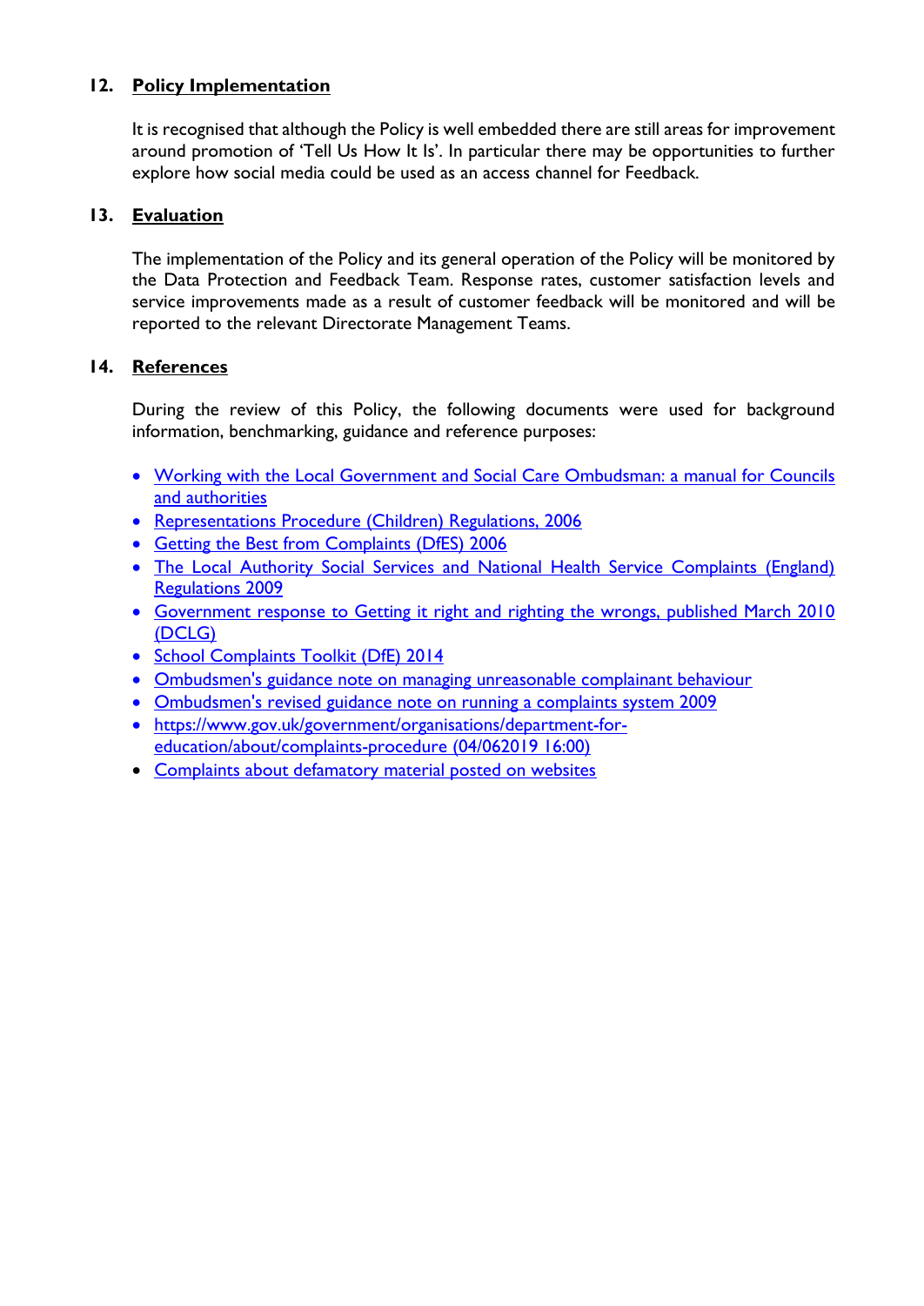## 12. Policy Implementation

It is recognised that although the Policy is well embedded there are still areas for improvement around promotion of 'Tell Us How It Is'. In particular there may be opportunities to further explore how social media could be used as an access channel for Feedback.

## 13. Evaluation

The implementation of the Policy and its general operation of the Policy will be monitored by the Data Protection and Feedback Team. Response rates, customer satisfaction levels and service improvements made as a result of customer feedback will be monitored and will be reported to the relevant Directorate Management Teams.

## 14. References

During the review of this Policy, the following documents were used for background information, benchmarking, guidance and reference purposes:

- Working with the Local Government and Social Care Ombudsman: a manual for Councils and authorities
- Representations Procedure (Children) Regulations, 2006
- Getting the Best from Complaints (DfES) 2006
- The Local Authority Social Services and National Health Service Complaints (England) Regulations 2009
- Government response to Getting it right and righting the wrongs, published March 2010 (DCLG)
- School Complaints Toolkit (DfE) 2014
- Ombudsmen's guidance note on managing unreasonable complainant behaviour
- Ombudsmen's revised guidance note on running a complaints system 2009
- https://www.gov.uk/government/organisations/department-for-education/about/complaints-procedure (04/062019 16:00)
- Complaints about defamatory material posted on websites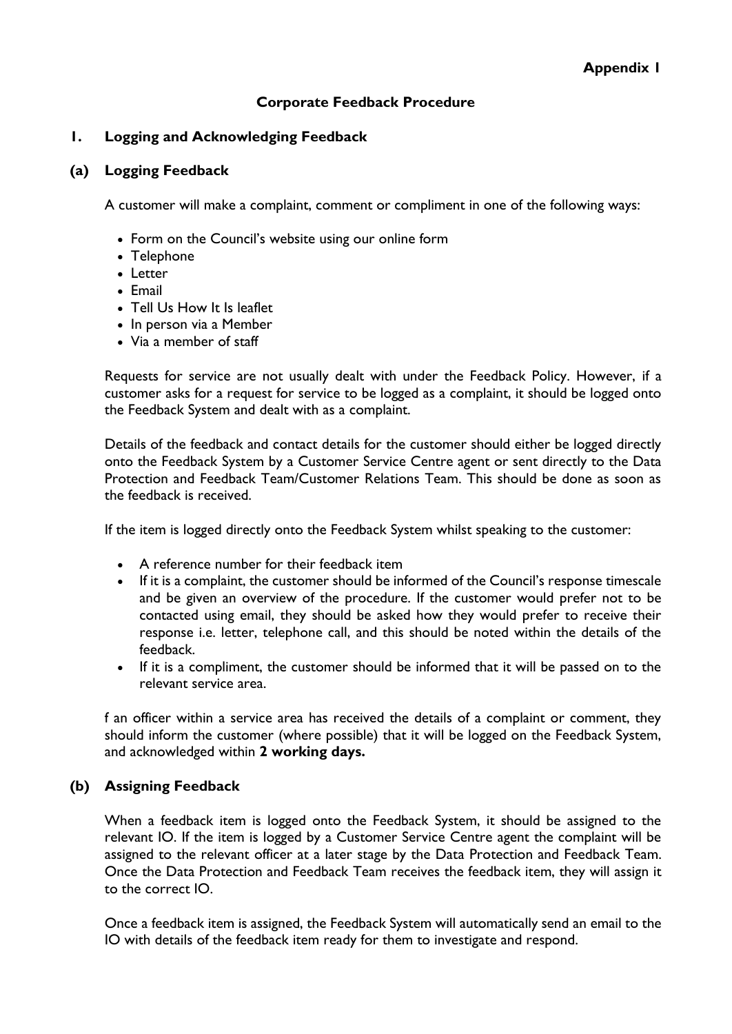**Appendix 1**

## Corporate Feedback Procedure

### 1. Logging and Acknowledging Feedback

#### (a) Logging Feedback

A customer will make a complaint, comment or compliment in one of the following ways:

- Form on the Council's website using our online form
- Telephone
- Letter
- Email
- Tell Us How It Is leaflet
- In person via a Member
- Via a member of staff

Requests for service are not usually dealt with under the Feedback Policy. However, if a customer asks for a request for service to be logged as a complaint, it should be logged onto the Feedback System and dealt with as a complaint.

Details of the feedback and contact details for the customer should either be logged directly onto the Feedback System by a Customer Service Centre agent or sent directly to the Data Protection and Feedback Team/Customer Relations Team. This should be done as soon as the feedback is received.

If the item is logged directly onto the Feedback System whilst speaking to the customer:

- A reference number for their feedback item
- If it is a complaint, the customer should be informed of the Council's response timescale and be given an overview of the procedure. If the customer would prefer not to be contacted using email, they should be asked how they would prefer to receive their response i.e. letter, telephone call, and this should be noted within the details of the feedback.
- If it is a compliment, the customer should be informed that it will be passed on to the relevant service area.

f an officer within a service area has received the details of a complaint or comment, they should inform the customer (where possible) that it will be logged on the Feedback System, and acknowledged within **2 working days.**

#### (b) Assigning Feedback

When a feedback item is logged onto the Feedback System, it should be assigned to the relevant IO. If the item is logged by a Customer Service Centre agent the complaint will be assigned to the relevant officer at a later stage by the Data Protection and Feedback Team. Once the Data Protection and Feedback Team receives the feedback item, they will assign it to the correct IO.

Once a feedback item is assigned, the Feedback System will automatically send an email to the IO with details of the feedback item ready for them to investigate and respond.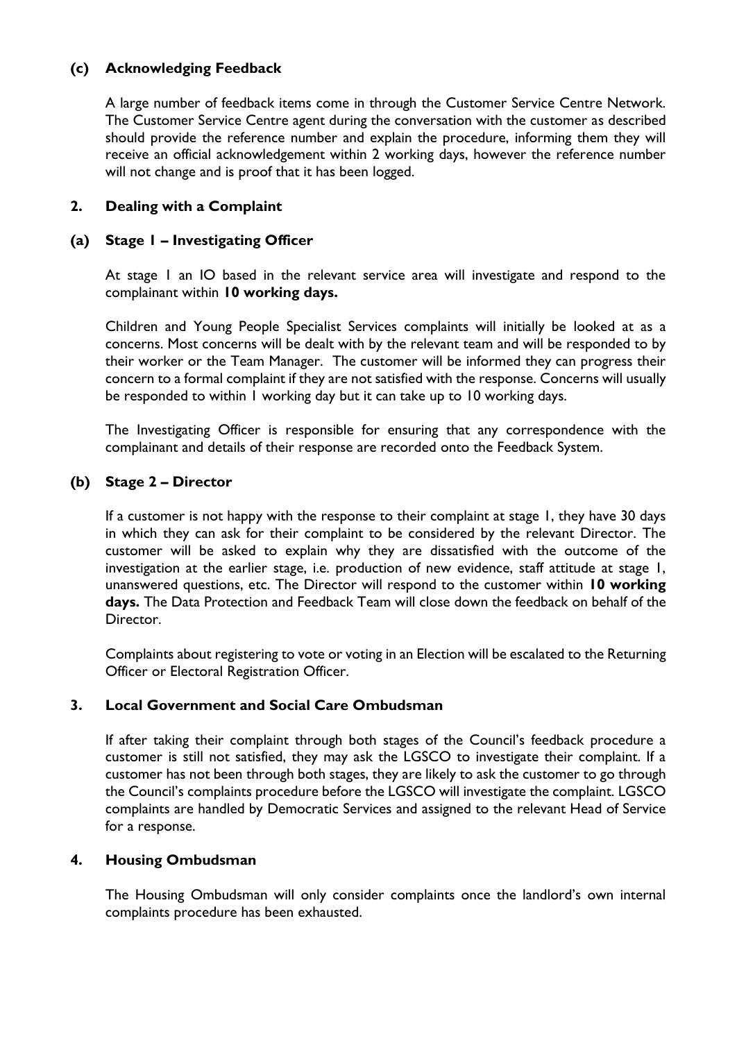### (c) Acknowledging Feedback

A large number of feedback items come in through the Customer Service Centre Network. The Customer Service Centre agent during the conversation with the customer as described should provide the reference number and explain the procedure, informing them they will receive an official acknowledgement within 2 working days, however the reference number will not change and is proof that it has been logged.

## 2. Dealing with a Complaint

### (a) Stage 1 – Investigating Officer

At stage 1 an IO based in the relevant service area will investigate and respond to the complainant within **10 working days.**

Children and Young People Specialist Services complaints will initially be looked at as a concerns. Most concerns will be dealt with by the relevant team and will be responded to by their worker or the Team Manager. The customer will be informed they can progress their concern to a formal complaint if they are not satisfied with the response. Concerns will usually be responded to within 1 working day but it can take up to 10 working days.

The Investigating Officer is responsible for ensuring that any correspondence with the complainant and details of their response are recorded onto the Feedback System.

### (b) Stage 2 – Director

If a customer is not happy with the response to their complaint at stage 1, they have 30 days in which they can ask for their complaint to be considered by the relevant Director. The customer will be asked to explain why they are dissatisfied with the outcome of the investigation at the earlier stage, i.e. production of new evidence, staff attitude at stage 1, unanswered questions, etc. The Director will respond to the customer within **10 working days.** The Data Protection and Feedback Team will close down the feedback on behalf of the Director.

Complaints about registering to vote or voting in an Election will be escalated to the Returning Officer or Electoral Registration Officer.

## 3. Local Government and Social Care Ombudsman

If after taking their complaint through both stages of the Council's feedback procedure a customer is still not satisfied, they may ask the LGSCO to investigate their complaint. If a customer has not been through both stages, they are likely to ask the customer to go through the Council's complaints procedure before the LGSCO will investigate the complaint. LGSCO complaints are handled by Democratic Services and assigned to the relevant Head of Service for a response.

## 4. Housing Ombudsman

The Housing Ombudsman will only consider complaints once the landlord's own internal complaints procedure has been exhausted.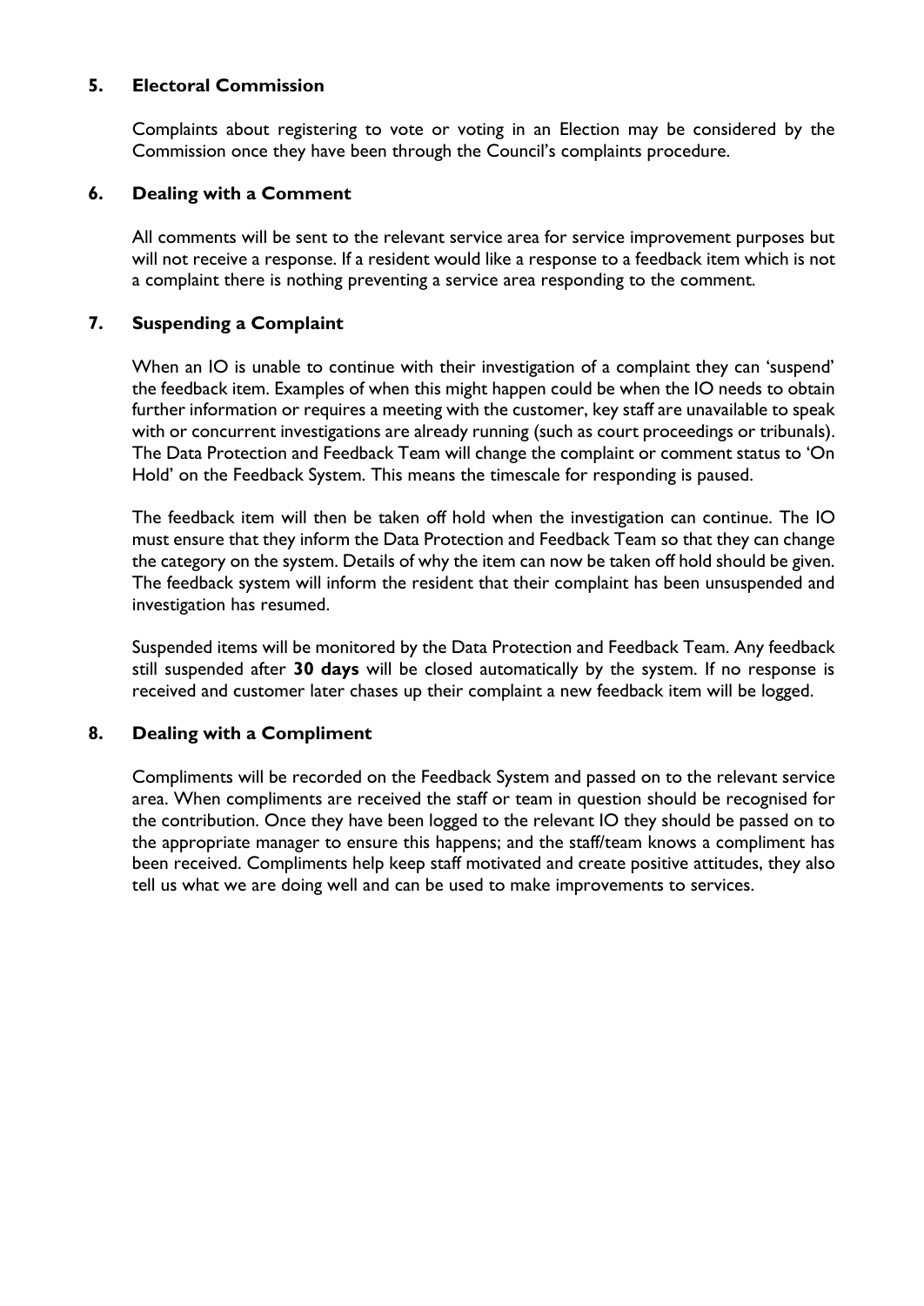## 5. Electoral Commission

Complaints about registering to vote or voting in an Election may be considered by the Commission once they have been through the Council's complaints procedure.

## 6. Dealing with a Comment

All comments will be sent to the relevant service area for service improvement purposes but will not receive a response. If a resident would like a response to a feedback item which is not a complaint there is nothing preventing a service area responding to the comment.

## 7. Suspending a Complaint

When an IO is unable to continue with their investigation of a complaint they can 'suspend' the feedback item. Examples of when this might happen could be when the IO needs to obtain further information or requires a meeting with the customer, key staff are unavailable to speak with or concurrent investigations are already running (such as court proceedings or tribunals). The Data Protection and Feedback Team will change the complaint or comment status to 'On Hold' on the Feedback System. This means the timescale for responding is paused.

The feedback item will then be taken off hold when the investigation can continue. The IO must ensure that they inform the Data Protection and Feedback Team so that they can change the category on the system. Details of why the item can now be taken off hold should be given. The feedback system will inform the resident that their complaint has been unsuspended and investigation has resumed.

Suspended items will be monitored by the Data Protection and Feedback Team. Any feedback still suspended after **30 days** will be closed automatically by the system. If no response is received and customer later chases up their complaint a new feedback item will be logged.

## 8. Dealing with a Compliment

Compliments will be recorded on the Feedback System and passed on to the relevant service area. When compliments are received the staff or team in question should be recognised for the contribution. Once they have been logged to the relevant IO they should be passed on to the appropriate manager to ensure this happens; and the staff/team knows a compliment has been received. Compliments help keep staff motivated and create positive attitudes, they also tell us what we are doing well and can be used to make improvements to services.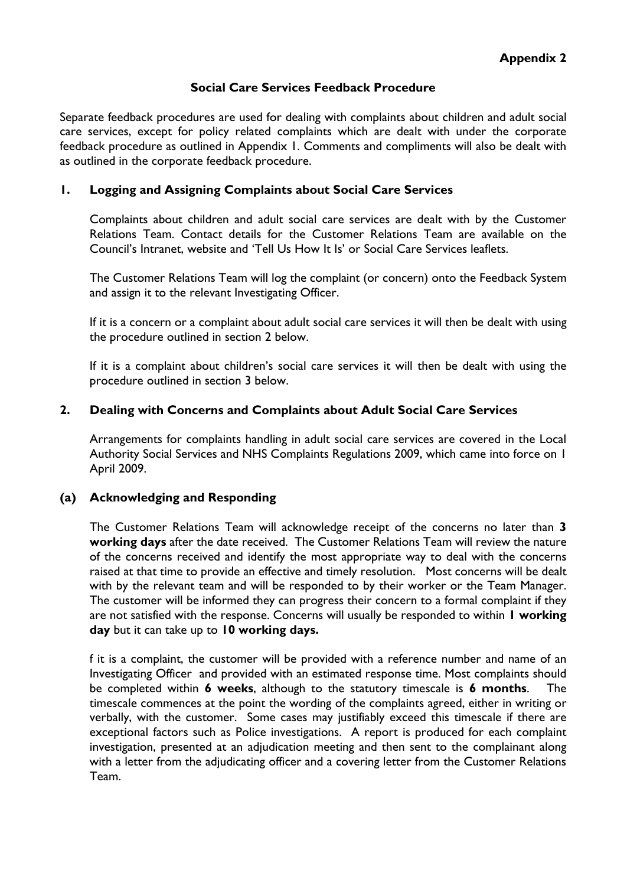**Appendix 2**

## Social Care Services Feedback Procedure

Separate feedback procedures are used for dealing with complaints about children and adult social care services, except for policy related complaints which are dealt with under the corporate feedback procedure as outlined in Appendix 1. Comments and compliments will also be dealt with as outlined in the corporate feedback procedure.

### 1. Logging and Assigning Complaints about Social Care Services

Complaints about children and adult social care services are dealt with by the Customer Relations Team. Contact details for the Customer Relations Team are available on the Council's Intranet, website and 'Tell Us How It Is' or Social Care Services leaflets.

The Customer Relations Team will log the complaint (or concern) onto the Feedback System and assign it to the relevant Investigating Officer.

If it is a concern or a complaint about adult social care services it will then be dealt with using the procedure outlined in section 2 below.

If it is a complaint about children's social care services it will then be dealt with using the procedure outlined in section 3 below.

### 2. Dealing with Concerns and Complaints about Adult Social Care Services

Arrangements for complaints handling in adult social care services are covered in the Local Authority Social Services and NHS Complaints Regulations 2009, which came into force on 1 April 2009.

### (a) Acknowledging and Responding

The Customer Relations Team will acknowledge receipt of the concerns no later than **3 working days** after the date received. The Customer Relations Team will review the nature of the concerns received and identify the most appropriate way to deal with the concerns raised at that time to provide an effective and timely resolution. Most concerns will be dealt with by the relevant team and will be responded to by their worker or the Team Manager. The customer will be informed they can progress their concern to a formal complaint if they are not satisfied with the response. Concerns will usually be responded to within **1 working day** but it can take up to **10 working days.**

f it is a complaint, the customer will be provided with a reference number and name of an Investigating Officer and provided with an estimated response time. Most complaints should be completed within **6 weeks**, although to the statutory timescale is **6 months**. The timescale commences at the point the wording of the complaints agreed, either in writing or verbally, with the customer. Some cases may justifiably exceed this timescale if there are exceptional factors such as Police investigations. A report is produced for each complaint investigation, presented at an adjudication meeting and then sent to the complainant along with a letter from the adjudicating officer and a covering letter from the Customer Relations Team.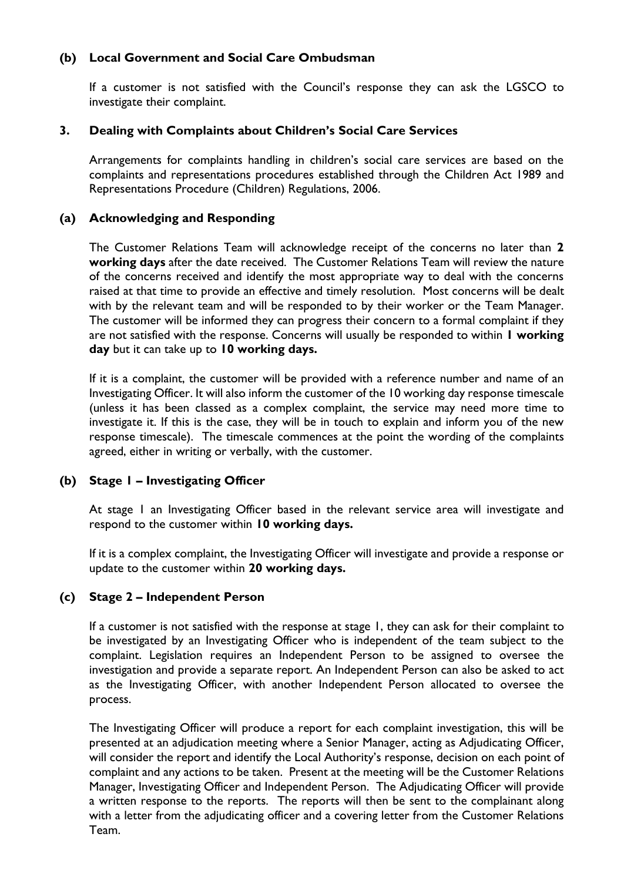**(b) Local Government and Social Care Ombudsman**

If a customer is not satisfied with the Council's response they can ask the LGSCO to investigate their complaint.

## 3. Dealing with Complaints about Children's Social Care Services

Arrangements for complaints handling in children's social care services are based on the complaints and representations procedures established through the Children Act 1989 and Representations Procedure (Children) Regulations, 2006.

**(a) Acknowledging and Responding**

The Customer Relations Team will acknowledge receipt of the concerns no later than **2 working days** after the date received. The Customer Relations Team will review the nature of the concerns received and identify the most appropriate way to deal with the concerns raised at that time to provide an effective and timely resolution. Most concerns will be dealt with by the relevant team and will be responded to by their worker or the Team Manager. The customer will be informed they can progress their concern to a formal complaint if they are not satisfied with the response. Concerns will usually be responded to within **1 working day** but it can take up to **10 working days.**

If it is a complaint, the customer will be provided with a reference number and name of an Investigating Officer. It will also inform the customer of the 10 working day response timescale (unless it has been classed as a complex complaint, the service may need more time to investigate it. If this is the case, they will be in touch to explain and inform you of the new response timescale). The timescale commences at the point the wording of the complaints agreed, either in writing or verbally, with the customer.

**(b) Stage 1 – Investigating Officer**

At stage 1 an Investigating Officer based in the relevant service area will investigate and respond to the customer within **10 working days.**

If it is a complex complaint, the Investigating Officer will investigate and provide a response or update to the customer within **20 working days.**

**(c) Stage 2 – Independent Person**

If a customer is not satisfied with the response at stage 1, they can ask for their complaint to be investigated by an Investigating Officer who is independent of the team subject to the complaint. Legislation requires an Independent Person to be assigned to oversee the investigation and provide a separate report. An Independent Person can also be asked to act as the Investigating Officer, with another Independent Person allocated to oversee the process.

The Investigating Officer will produce a report for each complaint investigation, this will be presented at an adjudication meeting where a Senior Manager, acting as Adjudicating Officer, will consider the report and identify the Local Authority's response, decision on each point of complaint and any actions to be taken. Present at the meeting will be the Customer Relations Manager, Investigating Officer and Independent Person. The Adjudicating Officer will provide a written response to the reports. The reports will then be sent to the complainant along with a letter from the adjudicating officer and a covering letter from the Customer Relations Team.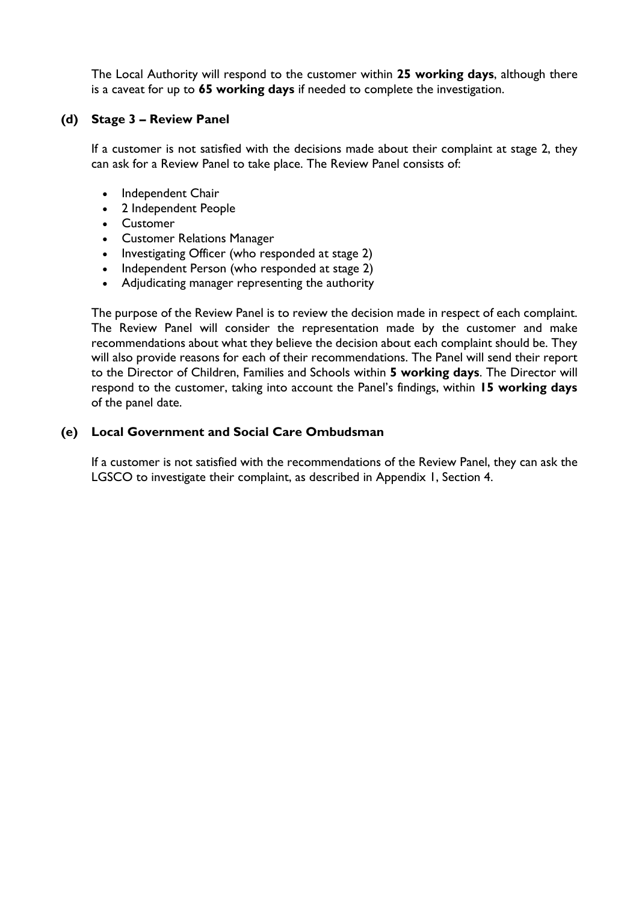The Local Authority will respond to the customer within **25 working days**, although there is a caveat for up to **65 working days** if needed to complete the investigation.

### (d) Stage 3 – Review Panel

If a customer is not satisfied with the decisions made about their complaint at stage 2, they can ask for a Review Panel to take place. The Review Panel consists of:

- Independent Chair
- 2 Independent People
- Customer
- Customer Relations Manager
- Investigating Officer (who responded at stage 2)
- Independent Person (who responded at stage 2)
- Adjudicating manager representing the authority

The purpose of the Review Panel is to review the decision made in respect of each complaint. The Review Panel will consider the representation made by the customer and make recommendations about what they believe the decision about each complaint should be. They will also provide reasons for each of their recommendations. The Panel will send their report to the Director of Children, Families and Schools within **5 working days**. The Director will respond to the customer, taking into account the Panel's findings, within **15 working days** of the panel date.

### (e) Local Government and Social Care Ombudsman

If a customer is not satisfied with the recommendations of the Review Panel, they can ask the LGSCO to investigate their complaint, as described in Appendix 1, Section 4.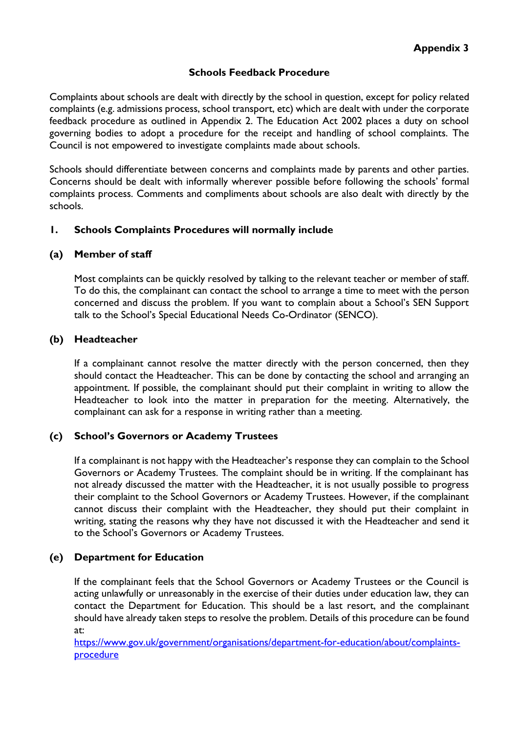**Appendix 3**

## Schools Feedback Procedure

Complaints about schools are dealt with directly by the school in question, except for policy related complaints (e.g. admissions process, school transport, etc) which are dealt with under the corporate feedback procedure as outlined in Appendix 2. The Education Act 2002 places a duty on school governing bodies to adopt a procedure for the receipt and handling of school complaints. The Council is not empowered to investigate complaints made about schools.

Schools should differentiate between concerns and complaints made by parents and other parties. Concerns should be dealt with informally wherever possible before following the schools' formal complaints process. Comments and compliments about schools are also dealt with directly by the schools.

### 1. Schools Complaints Procedures will normally include

#### (a) Member of staff

Most complaints can be quickly resolved by talking to the relevant teacher or member of staff. To do this, the complainant can contact the school to arrange a time to meet with the person concerned and discuss the problem. If you want to complain about a School's SEN Support talk to the School's Special Educational Needs Co-Ordinator (SENCO).

#### (b) Headteacher

If a complainant cannot resolve the matter directly with the person concerned, then they should contact the Headteacher. This can be done by contacting the school and arranging an appointment. If possible, the complainant should put their complaint in writing to allow the Headteacher to look into the matter in preparation for the meeting. Alternatively, the complainant can ask for a response in writing rather than a meeting.

#### (c) School's Governors or Academy Trustees

If a complainant is not happy with the Headteacher's response they can complain to the School Governors or Academy Trustees. The complaint should be in writing. If the complainant has not already discussed the matter with the Headteacher, it is not usually possible to progress their complaint to the School Governors or Academy Trustees. However, if the complainant cannot discuss their complaint with the Headteacher, they should put their complaint in writing, stating the reasons why they have not discussed it with the Headteacher and send it to the School's Governors or Academy Trustees.

#### (e) Department for Education

If the complainant feels that the School Governors or Academy Trustees or the Council is acting unlawfully or unreasonably in the exercise of their duties under education law, they can contact the Department for Education. This should be a last resort, and the complainant should have already taken steps to resolve the problem. Details of this procedure can be found at:
[https://www.gov.uk/government/organisations/department-for-education/about/complaints-procedure](https://www.gov.uk/government/organisations/department-for-education/about/complaints-procedure)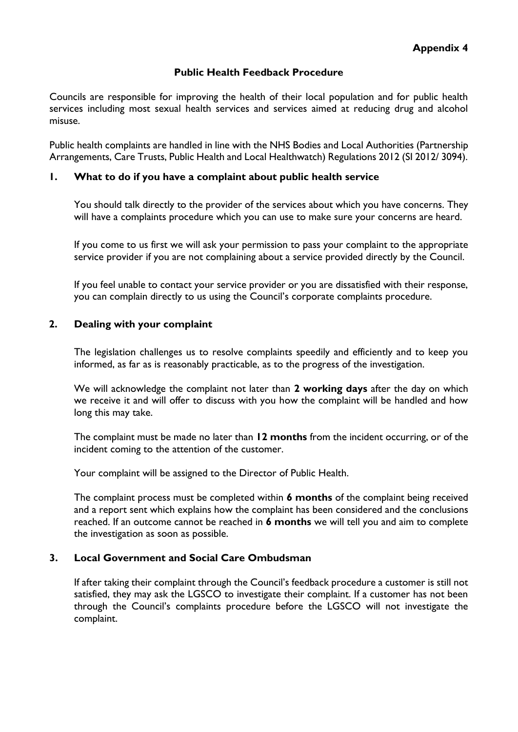**Appendix 4**

## Public Health Feedback Procedure

Councils are responsible for improving the health of their local population and for public health services including most sexual health services and services aimed at reducing drug and alcohol misuse.

Public health complaints are handled in line with the NHS Bodies and Local Authorities (Partnership Arrangements, Care Trusts, Public Health and Local Healthwatch) Regulations 2012 (SI 2012/ 3094).

### 1. What to do if you have a complaint about public health service

You should talk directly to the provider of the services about which you have concerns. They will have a complaints procedure which you can use to make sure your concerns are heard.

If you come to us first we will ask your permission to pass your complaint to the appropriate service provider if you are not complaining about a service provided directly by the Council.

If you feel unable to contact your service provider or you are dissatisfied with their response, you can complain directly to us using the Council's corporate complaints procedure.

### 2. Dealing with your complaint

The legislation challenges us to resolve complaints speedily and efficiently and to keep you informed, as far as is reasonably practicable, as to the progress of the investigation.

We will acknowledge the complaint not later than **2 working days** after the day on which we receive it and will offer to discuss with you how the complaint will be handled and how long this may take.

The complaint must be made no later than **12 months** from the incident occurring, or of the incident coming to the attention of the customer.

Your complaint will be assigned to the Director of Public Health.

The complaint process must be completed within **6 months** of the complaint being received and a report sent which explains how the complaint has been considered and the conclusions reached. If an outcome cannot be reached in **6 months** we will tell you and aim to complete the investigation as soon as possible.

### 3. Local Government and Social Care Ombudsman

If after taking their complaint through the Council's feedback procedure a customer is still not satisfied, they may ask the LGSCO to investigate their complaint. If a customer has not been through the Council's complaints procedure before the LGSCO will not investigate the complaint.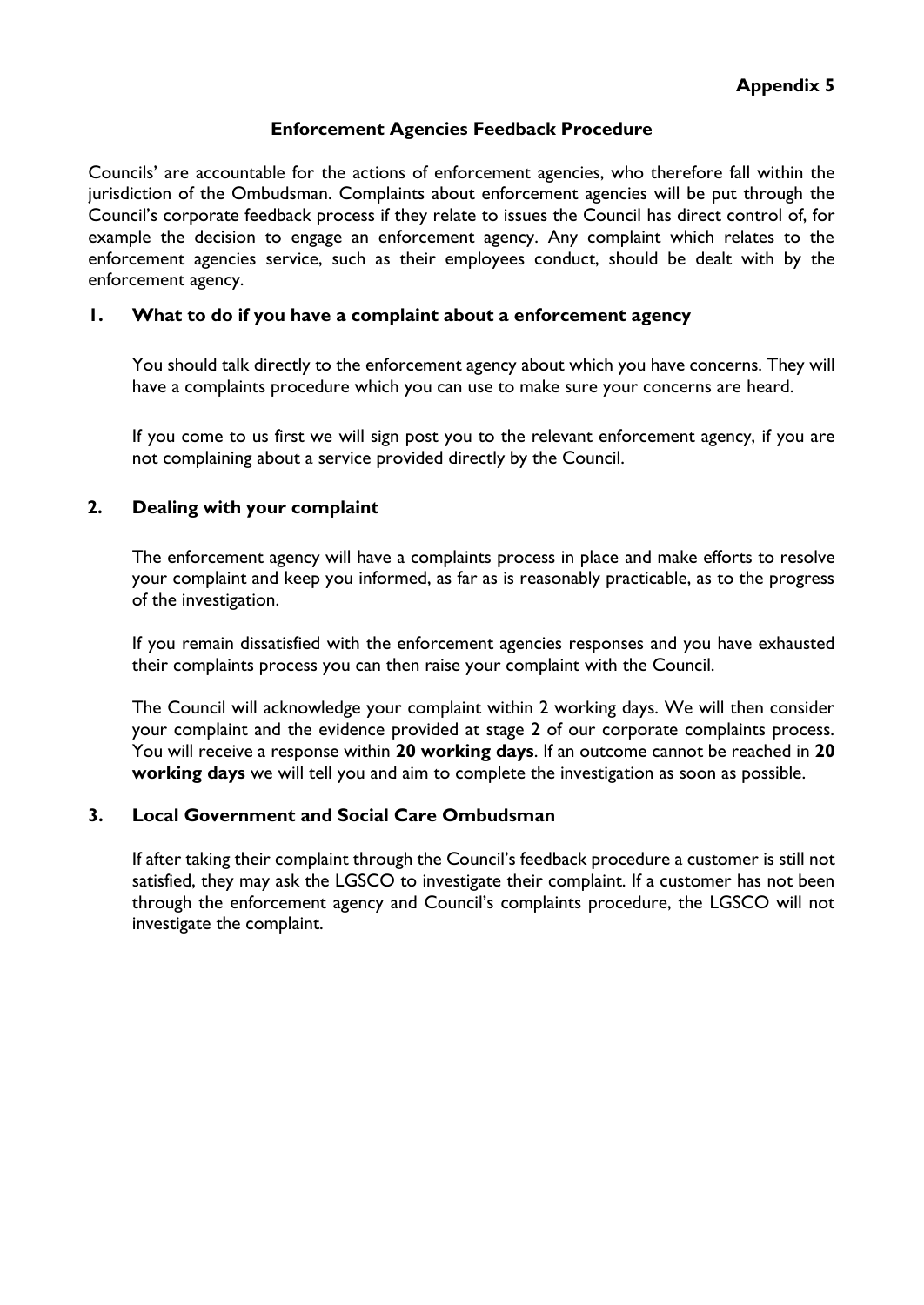**Appendix 5**

## Enforcement Agencies Feedback Procedure

Councils' are accountable for the actions of enforcement agencies, who therefore fall within the jurisdiction of the Ombudsman. Complaints about enforcement agencies will be put through the Council's corporate feedback process if they relate to issues the Council has direct control of, for example the decision to engage an enforcement agency. Any complaint which relates to the enforcement agencies service, such as their employees conduct, should be dealt with by the enforcement agency.

### 1. What to do if you have a complaint about a enforcement agency

You should talk directly to the enforcement agency about which you have concerns. They will have a complaints procedure which you can use to make sure your concerns are heard.

If you come to us first we will sign post you to the relevant enforcement agency, if you are not complaining about a service provided directly by the Council.

### 2. Dealing with your complaint

The enforcement agency will have a complaints process in place and make efforts to resolve your complaint and keep you informed, as far as is reasonably practicable, as to the progress of the investigation.

If you remain dissatisfied with the enforcement agencies responses and you have exhausted their complaints process you can then raise your complaint with the Council.

The Council will acknowledge your complaint within 2 working days. We will then consider your complaint and the evidence provided at stage 2 of our corporate complaints process. You will receive a response within **20 working days**. If an outcome cannot be reached in **20 working days** we will tell you and aim to complete the investigation as soon as possible.

### 3. Local Government and Social Care Ombudsman

If after taking their complaint through the Council's feedback procedure a customer is still not satisfied, they may ask the LGSCO to investigate their complaint. If a customer has not been through the enforcement agency and Council's complaints procedure, the LGSCO will not investigate the complaint.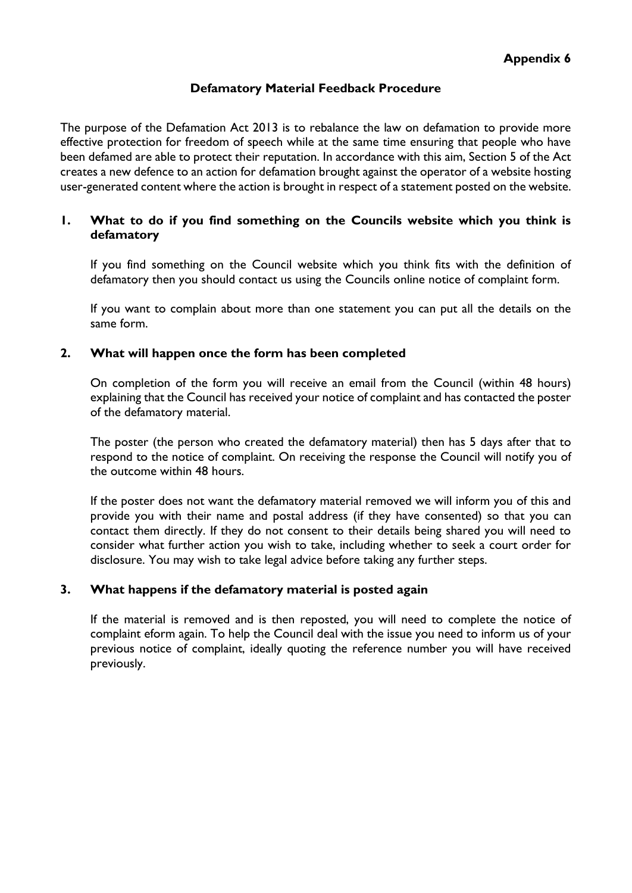**Appendix 6**

## Defamatory Material Feedback Procedure

The purpose of the Defamation Act 2013 is to rebalance the law on defamation to provide more effective protection for freedom of speech while at the same time ensuring that people who have been defamed are able to protect their reputation. In accordance with this aim, Section 5 of the Act creates a new defence to an action for defamation brought against the operator of a website hosting user-generated content where the action is brought in respect of a statement posted on the website.

### 1. What to do if you find something on the Councils website which you think is defamatory

If you find something on the Council website which you think fits with the definition of defamatory then you should contact us using the Councils online notice of complaint form.

If you want to complain about more than one statement you can put all the details on the same form.

### 2. What will happen once the form has been completed

On completion of the form you will receive an email from the Council (within 48 hours) explaining that the Council has received your notice of complaint and has contacted the poster of the defamatory material.

The poster (the person who created the defamatory material) then has 5 days after that to respond to the notice of complaint. On receiving the response the Council will notify you of the outcome within 48 hours.

If the poster does not want the defamatory material removed we will inform you of this and provide you with their name and postal address (if they have consented) so that you can contact them directly. If they do not consent to their details being shared you will need to consider what further action you wish to take, including whether to seek a court order for disclosure. You may wish to take legal advice before taking any further steps.

### 3. What happens if the defamatory material is posted again

If the material is removed and is then reposted, you will need to complete the notice of complaint eform again. To help the Council deal with the issue you need to inform us of your previous notice of complaint, ideally quoting the reference number you will have received previously.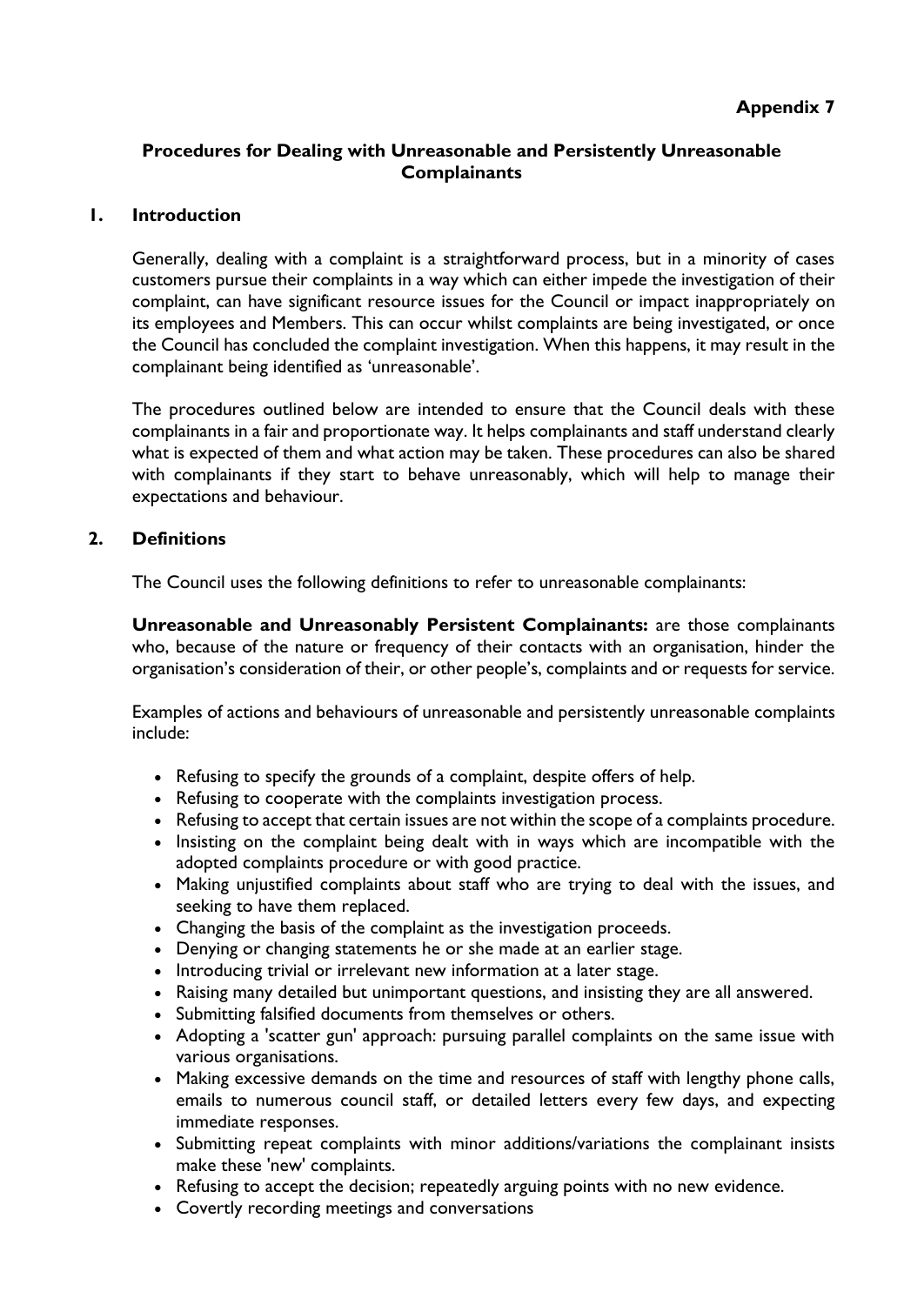**Appendix 7**

## Procedures for Dealing with Unreasonable and Persistently Unreasonable Complainants

### 1. Introduction

Generally, dealing with a complaint is a straightforward process, but in a minority of cases customers pursue their complaints in a way which can either impede the investigation of their complaint, can have significant resource issues for the Council or impact inappropriately on its employees and Members. This can occur whilst complaints are being investigated, or once the Council has concluded the complaint investigation. When this happens, it may result in the complainant being identified as 'unreasonable'.

The procedures outlined below are intended to ensure that the Council deals with these complainants in a fair and proportionate way. It helps complainants and staff understand clearly what is expected of them and what action may be taken. These procedures can also be shared with complainants if they start to behave unreasonably, which will help to manage their expectations and behaviour.

### 2. Definitions

The Council uses the following definitions to refer to unreasonable complainants:

**Unreasonable and Unreasonably Persistent Complainants:** are those complainants who, because of the nature or frequency of their contacts with an organisation, hinder the organisation's consideration of their, or other people's, complaints and or requests for service.

Examples of actions and behaviours of unreasonable and persistently unreasonable complaints include:

- Refusing to specify the grounds of a complaint, despite offers of help.
- Refusing to cooperate with the complaints investigation process.
- Refusing to accept that certain issues are not within the scope of a complaints procedure.
- Insisting on the complaint being dealt with in ways which are incompatible with the adopted complaints procedure or with good practice.
- Making unjustified complaints about staff who are trying to deal with the issues, and seeking to have them replaced.
- Changing the basis of the complaint as the investigation proceeds.
- Denying or changing statements he or she made at an earlier stage.
- Introducing trivial or irrelevant new information at a later stage.
- Raising many detailed but unimportant questions, and insisting they are all answered.
- Submitting falsified documents from themselves or others.
- Adopting a 'scatter gun' approach: pursuing parallel complaints on the same issue with various organisations.
- Making excessive demands on the time and resources of staff with lengthy phone calls, emails to numerous council staff, or detailed letters every few days, and expecting immediate responses.
- Submitting repeat complaints with minor additions/variations the complainant insists make these 'new' complaints.
- Refusing to accept the decision; repeatedly arguing points with no new evidence.
- Covertly recording meetings and conversations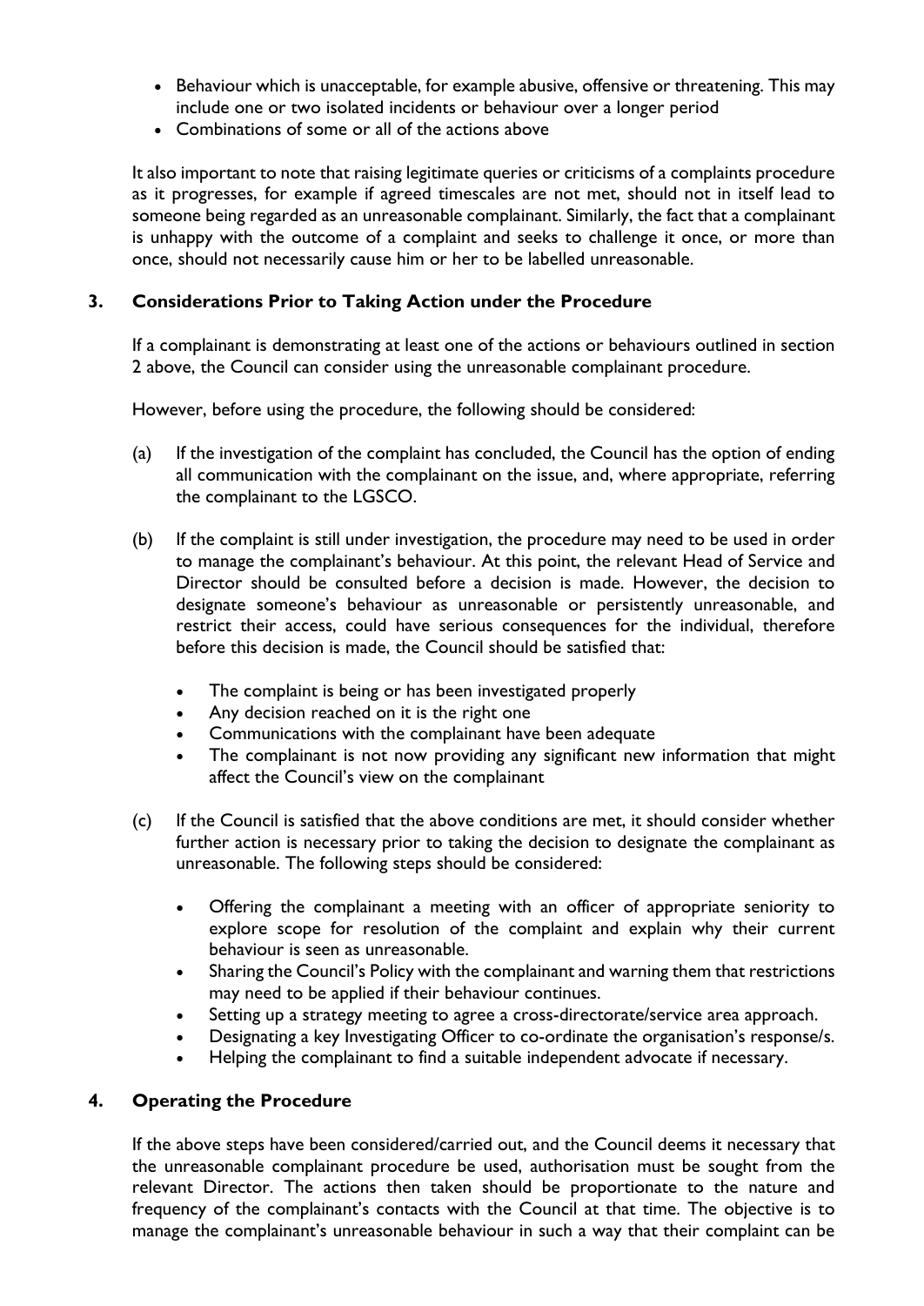- Behaviour which is unacceptable, for example abusive, offensive or threatening. This may include one or two isolated incidents or behaviour over a longer period
- Combinations of some or all of the actions above

It also important to note that raising legitimate queries or criticisms of a complaints procedure as it progresses, for example if agreed timescales are not met, should not in itself lead to someone being regarded as an unreasonable complainant. Similarly, the fact that a complainant is unhappy with the outcome of a complaint and seeks to challenge it once, or more than once, should not necessarily cause him or her to be labelled unreasonable.

## 3. Considerations Prior to Taking Action under the Procedure

If a complainant is demonstrating at least one of the actions or behaviours outlined in section 2 above, the Council can consider using the unreasonable complainant procedure.

However, before using the procedure, the following should be considered:

(a) If the investigation of the complaint has concluded, the Council has the option of ending all communication with the complainant on the issue, and, where appropriate, referring the complainant to the LGSCO.

(b) If the complaint is still under investigation, the procedure may need to be used in order to manage the complainant's behaviour. At this point, the relevant Head of Service and Director should be consulted before a decision is made. However, the decision to designate someone's behaviour as unreasonable or persistently unreasonable, and restrict their access, could have serious consequences for the individual, therefore before this decision is made, the Council should be satisfied that:

- The complaint is being or has been investigated properly
- Any decision reached on it is the right one
- Communications with the complainant have been adequate
- The complainant is not now providing any significant new information that might affect the Council's view on the complainant

(c) If the Council is satisfied that the above conditions are met, it should consider whether further action is necessary prior to taking the decision to designate the complainant as unreasonable. The following steps should be considered:

- Offering the complainant a meeting with an officer of appropriate seniority to explore scope for resolution of the complaint and explain why their current behaviour is seen as unreasonable.
- Sharing the Council's Policy with the complainant and warning them that restrictions may need to be applied if their behaviour continues.
- Setting up a strategy meeting to agree a cross-directorate/service area approach.
- Designating a key Investigating Officer to co-ordinate the organisation's response/s.
- Helping the complainant to find a suitable independent advocate if necessary.

## 4. Operating the Procedure

If the above steps have been considered/carried out, and the Council deems it necessary that the unreasonable complainant procedure be used, authorisation must be sought from the relevant Director. The actions then taken should be proportionate to the nature and frequency of the complainant's contacts with the Council at that time. The objective is to manage the complainant's unreasonable behaviour in such a way that their complaint can be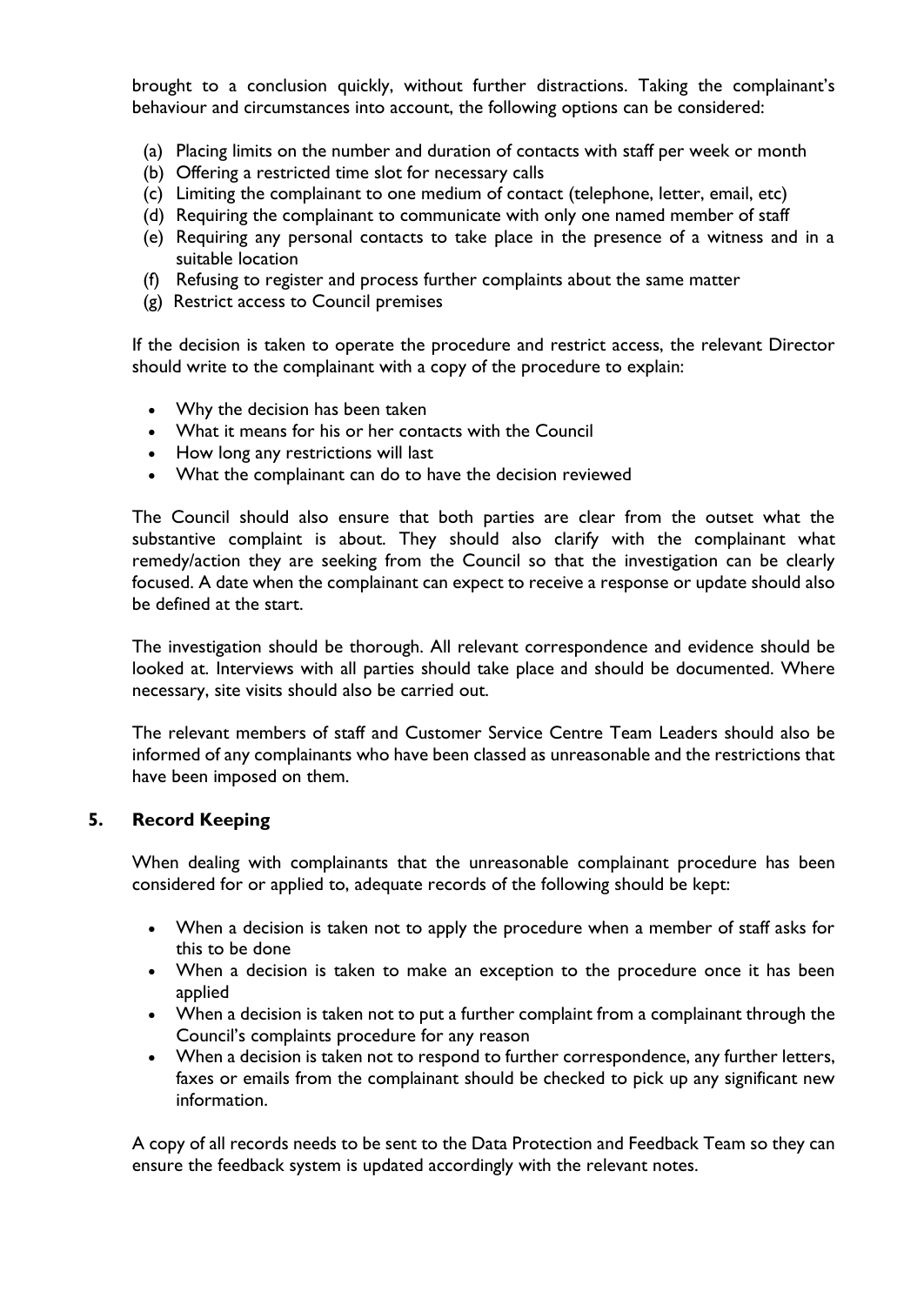brought to a conclusion quickly, without further distractions. Taking the complainant's behaviour and circumstances into account, the following options can be considered:

(a) Placing limits on the number and duration of contacts with staff per week or month
(b) Offering a restricted time slot for necessary calls
(c) Limiting the complainant to one medium of contact (telephone, letter, email, etc)
(d) Requiring the complainant to communicate with only one named member of staff
(e) Requiring any personal contacts to take place in the presence of a witness and in a suitable location
(f) Refusing to register and process further complaints about the same matter
(g) Restrict access to Council premises

If the decision is taken to operate the procedure and restrict access, the relevant Director should write to the complainant with a copy of the procedure to explain:

- Why the decision has been taken
- What it means for his or her contacts with the Council
- How long any restrictions will last
- What the complainant can do to have the decision reviewed

The Council should also ensure that both parties are clear from the outset what the substantive complaint is about. They should also clarify with the complainant what remedy/action they are seeking from the Council so that the investigation can be clearly focused. A date when the complainant can expect to receive a response or update should also be defined at the start.

The investigation should be thorough. All relevant correspondence and evidence should be looked at. Interviews with all parties should take place and should be documented. Where necessary, site visits should also be carried out.

The relevant members of staff and Customer Service Centre Team Leaders should also be informed of any complainants who have been classed as unreasonable and the restrictions that have been imposed on them.

## 5. Record Keeping

When dealing with complainants that the unreasonable complainant procedure has been considered for or applied to, adequate records of the following should be kept:

- When a decision is taken not to apply the procedure when a member of staff asks for this to be done
- When a decision is taken to make an exception to the procedure once it has been applied
- When a decision is taken not to put a further complaint from a complainant through the Council's complaints procedure for any reason
- When a decision is taken not to respond to further correspondence, any further letters, faxes or emails from the complainant should be checked to pick up any significant new information.

A copy of all records needs to be sent to the Data Protection and Feedback Team so they can ensure the feedback system is updated accordingly with the relevant notes.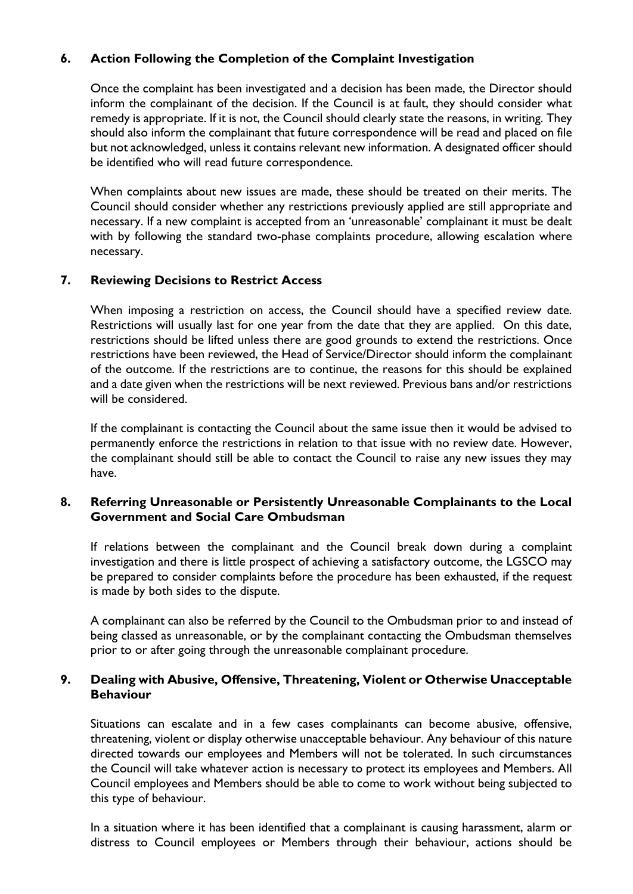## 6. Action Following the Completion of the Complaint Investigation

Once the complaint has been investigated and a decision has been made, the Director should inform the complainant of the decision. If the Council is at fault, they should consider what remedy is appropriate. If it is not, the Council should clearly state the reasons, in writing. They should also inform the complainant that future correspondence will be read and placed on file but not acknowledged, unless it contains relevant new information. A designated officer should be identified who will read future correspondence.

When complaints about new issues are made, these should be treated on their merits. The Council should consider whether any restrictions previously applied are still appropriate and necessary. If a new complaint is accepted from an 'unreasonable' complainant it must be dealt with by following the standard two-phase complaints procedure, allowing escalation where necessary.

## 7. Reviewing Decisions to Restrict Access

When imposing a restriction on access, the Council should have a specified review date. Restrictions will usually last for one year from the date that they are applied. On this date, restrictions should be lifted unless there are good grounds to extend the restrictions. Once restrictions have been reviewed, the Head of Service/Director should inform the complainant of the outcome. If the restrictions are to continue, the reasons for this should be explained and a date given when the restrictions will be next reviewed. Previous bans and/or restrictions will be considered.

If the complainant is contacting the Council about the same issue then it would be advised to permanently enforce the restrictions in relation to that issue with no review date. However, the complainant should still be able to contact the Council to raise any new issues they may have.

## 8. Referring Unreasonable or Persistently Unreasonable Complainants to the Local Government and Social Care Ombudsman

If relations between the complainant and the Council break down during a complaint investigation and there is little prospect of achieving a satisfactory outcome, the LGSCO may be prepared to consider complaints before the procedure has been exhausted, if the request is made by both sides to the dispute.

A complainant can also be referred by the Council to the Ombudsman prior to and instead of being classed as unreasonable, or by the complainant contacting the Ombudsman themselves prior to or after going through the unreasonable complainant procedure.

## 9. Dealing with Abusive, Offensive, Threatening, Violent or Otherwise Unacceptable Behaviour

Situations can escalate and in a few cases complainants can become abusive, offensive, threatening, violent or display otherwise unacceptable behaviour. Any behaviour of this nature directed towards our employees and Members will not be tolerated. In such circumstances the Council will take whatever action is necessary to protect its employees and Members. All Council employees and Members should be able to come to work without being subjected to this type of behaviour.

In a situation where it has been identified that a complainant is causing harassment, alarm or distress to Council employees or Members through their behaviour, actions should be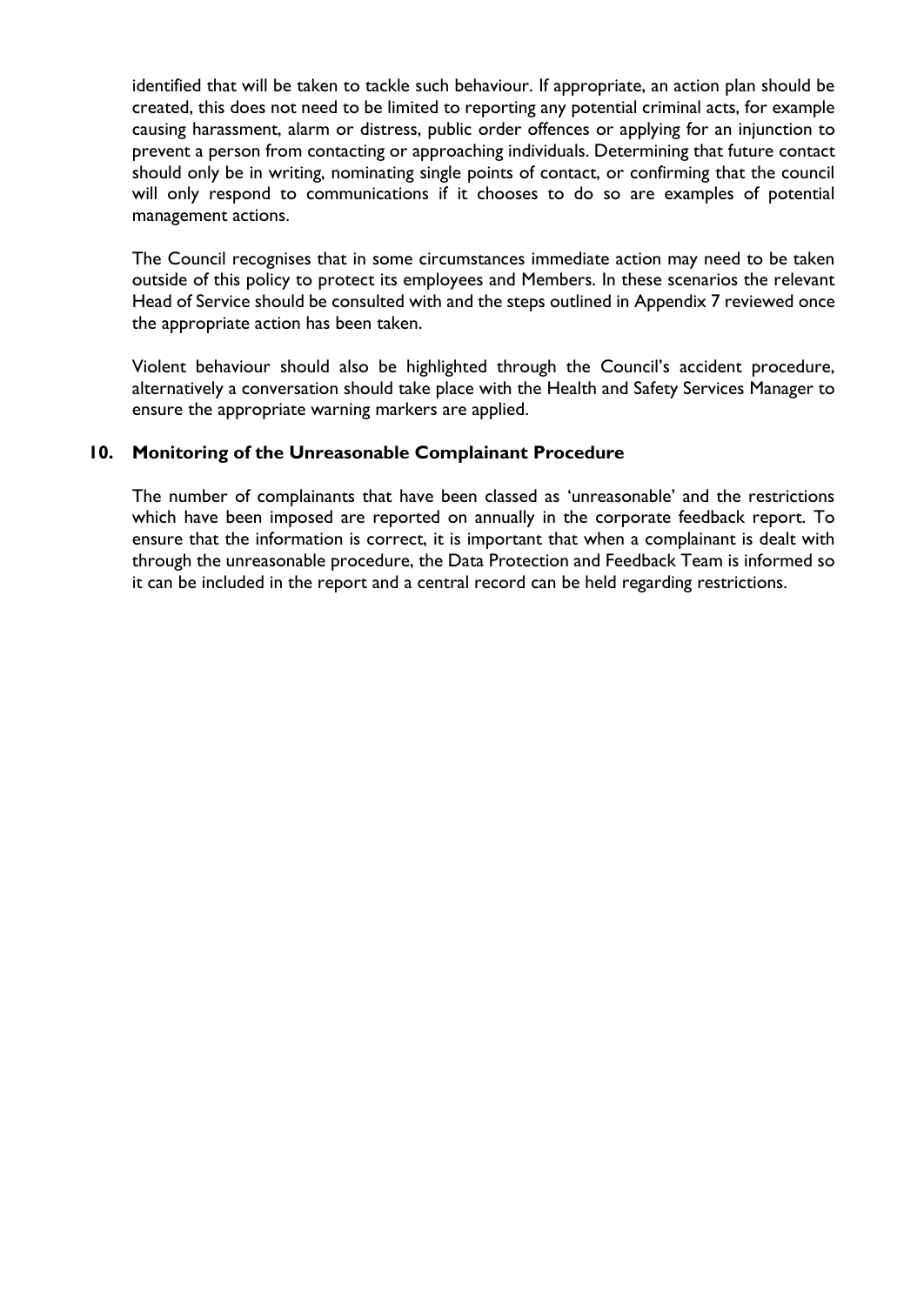identified that will be taken to tackle such behaviour. If appropriate, an action plan should be created, this does not need to be limited to reporting any potential criminal acts, for example causing harassment, alarm or distress, public order offences or applying for an injunction to prevent a person from contacting or approaching individuals. Determining that future contact should only be in writing, nominating single points of contact, or confirming that the council will only respond to communications if it chooses to do so are examples of potential management actions.

The Council recognises that in some circumstances immediate action may need to be taken outside of this policy to protect its employees and Members. In these scenarios the relevant Head of Service should be consulted with and the steps outlined in Appendix 7 reviewed once the appropriate action has been taken.

Violent behaviour should also be highlighted through the Council's accident procedure, alternatively a conversation should take place with the Health and Safety Services Manager to ensure the appropriate warning markers are applied.

## 10. Monitoring of the Unreasonable Complainant Procedure

The number of complainants that have been classed as 'unreasonable' and the restrictions which have been imposed are reported on annually in the corporate feedback report. To ensure that the information is correct, it is important that when a complainant is dealt with through the unreasonable procedure, the Data Protection and Feedback Team is informed so it can be included in the report and a central record can be held regarding restrictions.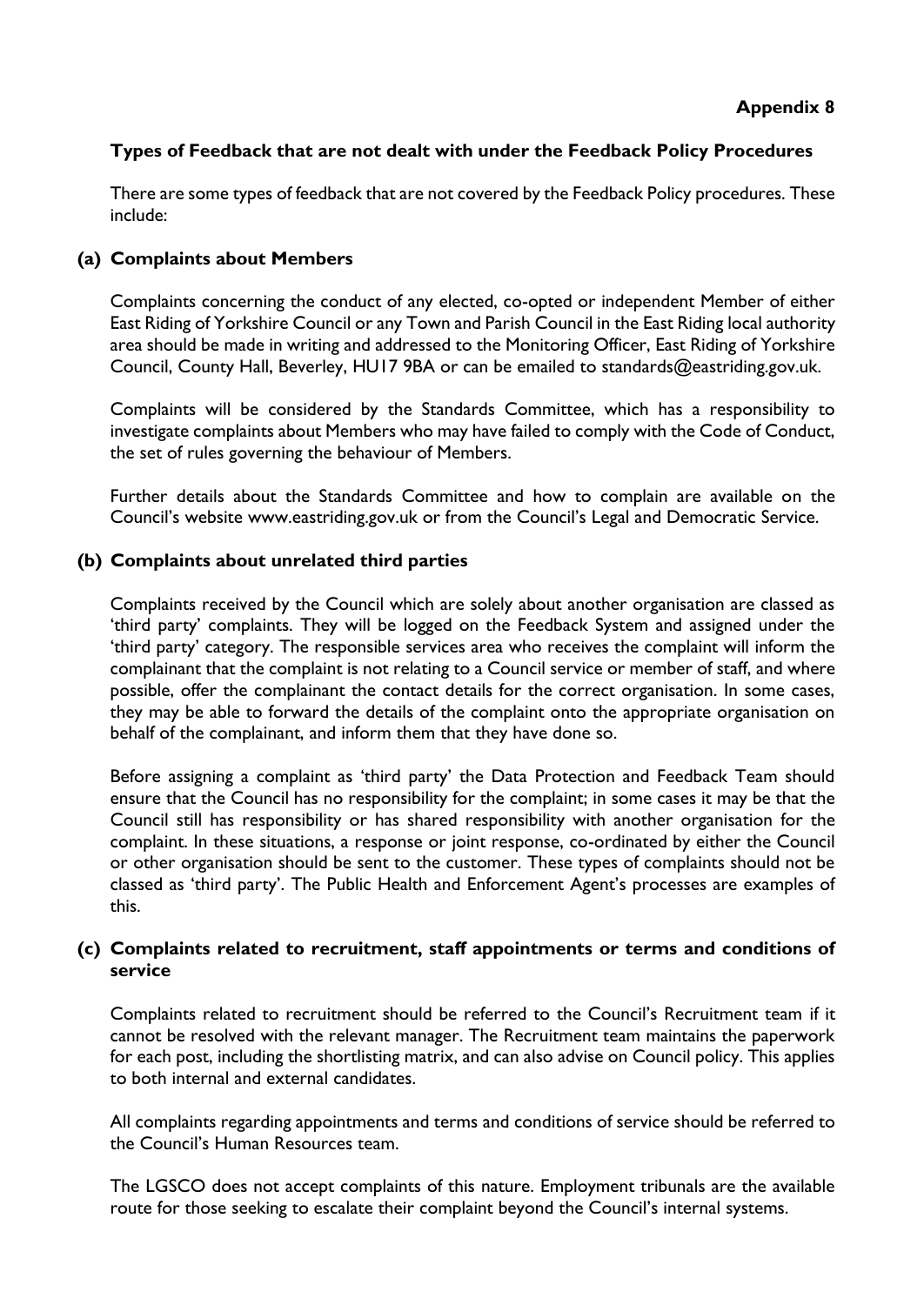**Appendix 8**

### Types of Feedback that are not dealt with under the Feedback Policy Procedures

There are some types of feedback that are not covered by the Feedback Policy procedures. These include:

#### (a) Complaints about Members

Complaints concerning the conduct of any elected, co-opted or independent Member of either East Riding of Yorkshire Council or any Town and Parish Council in the East Riding local authority area should be made in writing and addressed to the Monitoring Officer, East Riding of Yorkshire Council, County Hall, Beverley, HU17 9BA or can be emailed to standards@eastriding.gov.uk.

Complaints will be considered by the Standards Committee, which has a responsibility to investigate complaints about Members who may have failed to comply with the Code of Conduct, the set of rules governing the behaviour of Members.

Further details about the Standards Committee and how to complain are available on the Council's website www.eastriding.gov.uk or from the Council's Legal and Democratic Service.

#### (b) Complaints about unrelated third parties

Complaints received by the Council which are solely about another organisation are classed as 'third party' complaints. They will be logged on the Feedback System and assigned under the 'third party' category. The responsible services area who receives the complaint will inform the complainant that the complaint is not relating to a Council service or member of staff, and where possible, offer the complainant the contact details for the correct organisation. In some cases, they may be able to forward the details of the complaint onto the appropriate organisation on behalf of the complainant, and inform them that they have done so.

Before assigning a complaint as 'third party' the Data Protection and Feedback Team should ensure that the Council has no responsibility for the complaint; in some cases it may be that the Council still has responsibility or has shared responsibility with another organisation for the complaint. In these situations, a response or joint response, co-ordinated by either the Council or other organisation should be sent to the customer. These types of complaints should not be classed as 'third party'. The Public Health and Enforcement Agent's processes are examples of this.

#### (c) Complaints related to recruitment, staff appointments or terms and conditions of service

Complaints related to recruitment should be referred to the Council's Recruitment team if it cannot be resolved with the relevant manager. The Recruitment team maintains the paperwork for each post, including the shortlisting matrix, and can also advise on Council policy. This applies to both internal and external candidates.

All complaints regarding appointments and terms and conditions of service should be referred to the Council's Human Resources team.

The LGSCO does not accept complaints of this nature. Employment tribunals are the available route for those seeking to escalate their complaint beyond the Council's internal systems.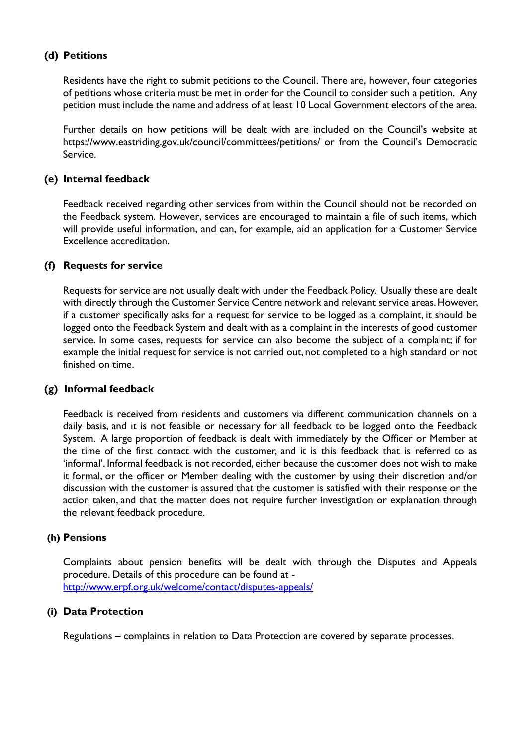#### (d) Petitions

Residents have the right to submit petitions to the Council. There are, however, four categories of petitions whose criteria must be met in order for the Council to consider such a petition. Any petition must include the name and address of at least 10 Local Government electors of the area.

Further details on how petitions will be dealt with are included on the Council's website at https://www.eastriding.gov.uk/council/committees/petitions/ or from the Council's Democratic Service.

#### (e) Internal feedback

Feedback received regarding other services from within the Council should not be recorded on the Feedback system. However, services are encouraged to maintain a file of such items, which will provide useful information, and can, for example, aid an application for a Customer Service Excellence accreditation.

#### (f) Requests for service

Requests for service are not usually dealt with under the Feedback Policy. Usually these are dealt with directly through the Customer Service Centre network and relevant service areas. However, if a customer specifically asks for a request for service to be logged as a complaint, it should be logged onto the Feedback System and dealt with as a complaint in the interests of good customer service. In some cases, requests for service can also become the subject of a complaint; if for example the initial request for service is not carried out, not completed to a high standard or not finished on time.

#### (g) Informal feedback

Feedback is received from residents and customers via different communication channels on a daily basis, and it is not feasible or necessary for all feedback to be logged onto the Feedback System. A large proportion of feedback is dealt with immediately by the Officer or Member at the time of the first contact with the customer, and it is this feedback that is referred to as 'informal'. Informal feedback is not recorded, either because the customer does not wish to make it formal, or the officer or Member dealing with the customer by using their discretion and/or discussion with the customer is assured that the customer is satisfied with their response or the action taken, and that the matter does not require further investigation or explanation through the relevant feedback procedure.

#### (h) Pensions

Complaints about pension benefits will be dealt with through the Disputes and Appeals procedure. Details of this procedure can be found at - [http://www.erpf.org.uk/welcome/contact/disputes-appeals/](http://www.erpf.org.uk/welcome/contact/disputes-appeals/)

#### (i) Data Protection

Regulations – complaints in relation to Data Protection are covered by separate processes.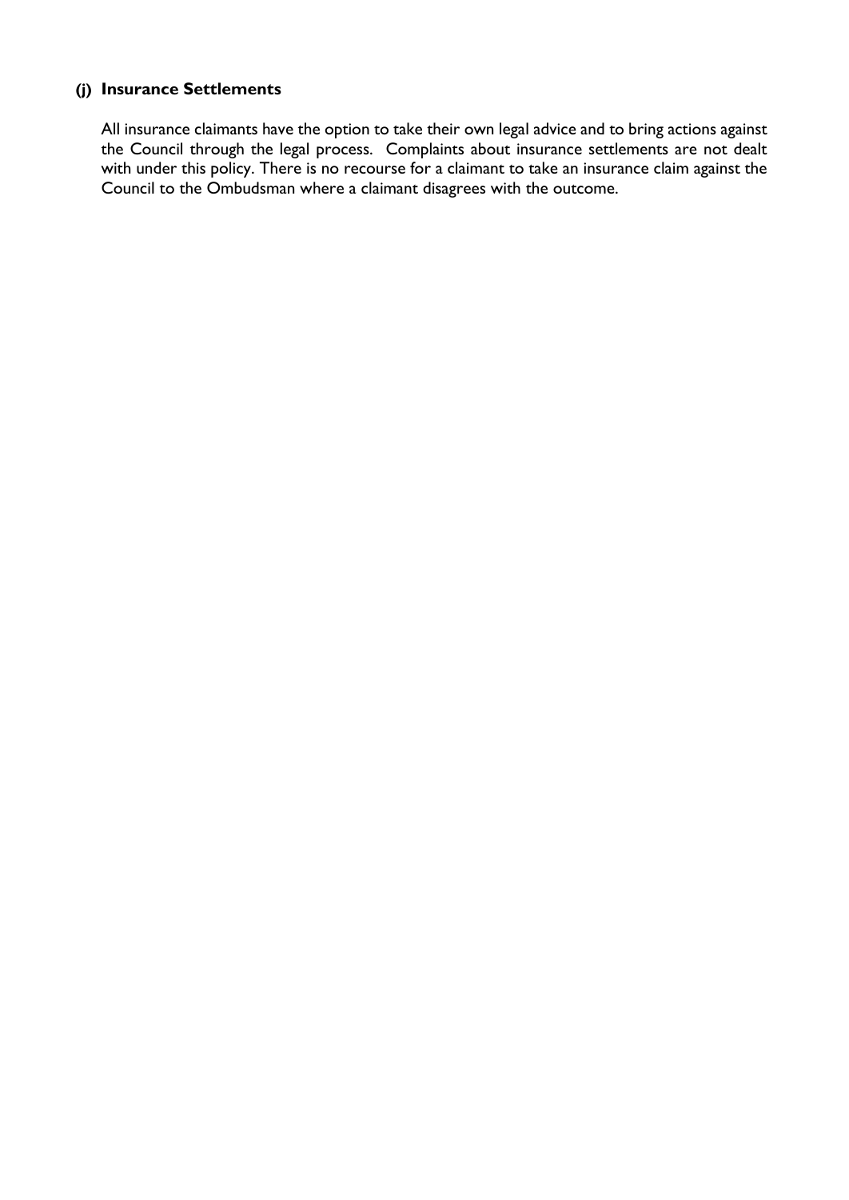### (j) Insurance Settlements

All insurance claimants have the option to take their own legal advice and to bring actions against the Council through the legal process. Complaints about insurance settlements are not dealt with under this policy. There is no recourse for a claimant to take an insurance claim against the Council to the Ombudsman where a claimant disagrees with the outcome.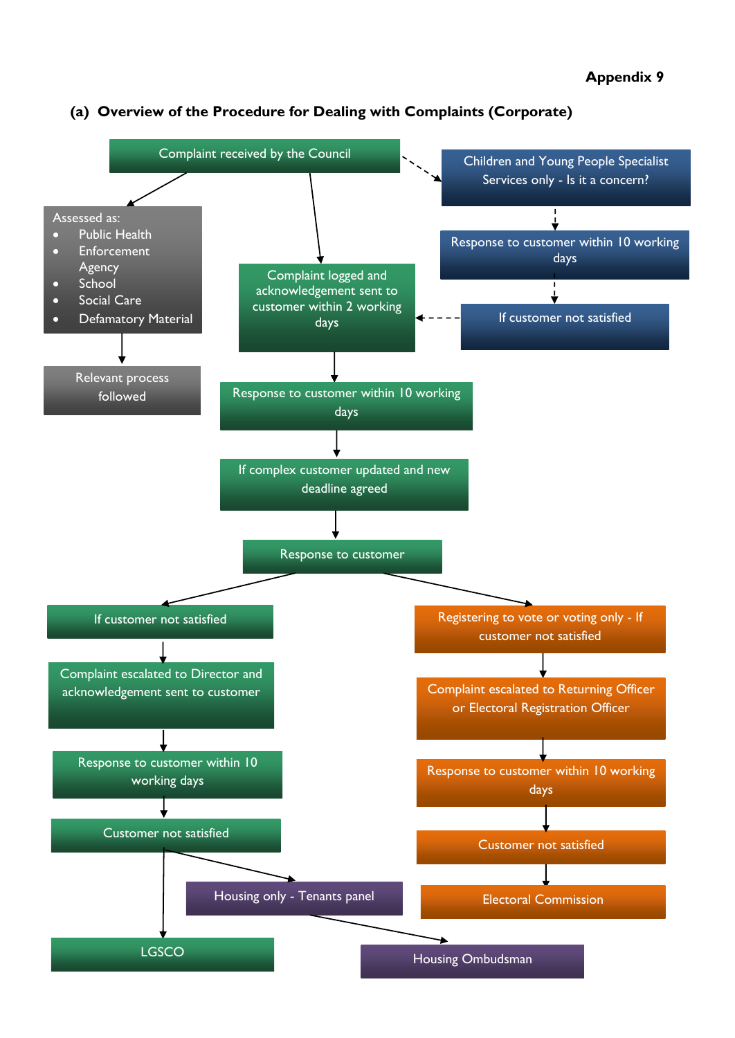**Appendix 9**

## (a) Overview of the Procedure for Dealing with Complaints (Corporate)

Complaint received by the Council

Assessed as:

- Public Health
- Enforcement Agency
- School
- Social Care
- Defamatory Material

Relevant process followed

Children and Young People Specialist Services only - Is it a concern?

Response to customer within 10 working days

If customer not satisfied

Complaint logged and acknowledgement sent to customer within 2 working days

Response to customer within 10 working days

If complex customer updated and new deadline agreed

Response to customer

If customer not satisfied

Complaint escalated to Director and acknowledgement sent to customer

Response to customer within 10 working days

Customer not satisfied

Housing only - Tenants panel

LGSCO

Housing Ombudsman

Registering to vote or voting only - If customer not satisfied

Complaint escalated to Returning Officer or Electoral Registration Officer

Response to customer within 10 working days

Customer not satisfied

Electoral Commission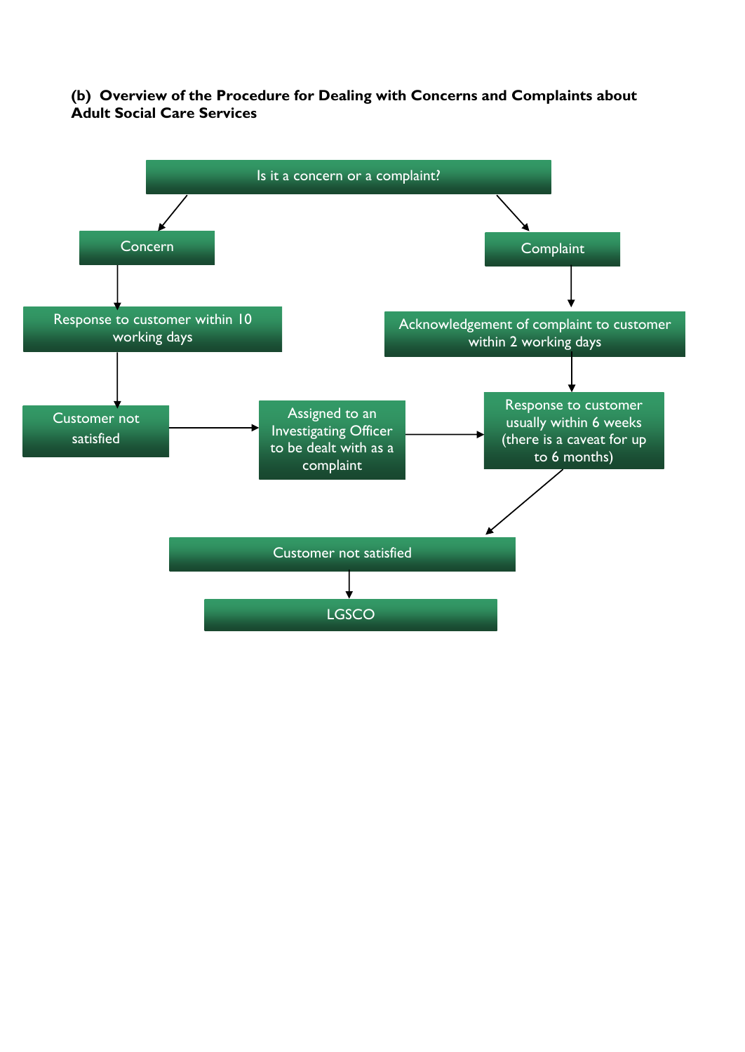### (b) Overview of the Procedure for Dealing with Concerns and Complaints about Adult Social Care Services

Is it a concern or a complaint?

- **Concern**
  - Response to customer within 10 working days
  - Customer not satisfied
  - Assigned to an Investigating Officer to be dealt with as a complaint
  - Response to customer usually within 6 weeks (there is a caveat for up to 6 months)

- **Complaint**
  - Acknowledgement of complaint to customer within 2 working days
  - Response to customer usually within 6 weeks (there is a caveat for up to 6 months)

Customer not satisfied

LGSCO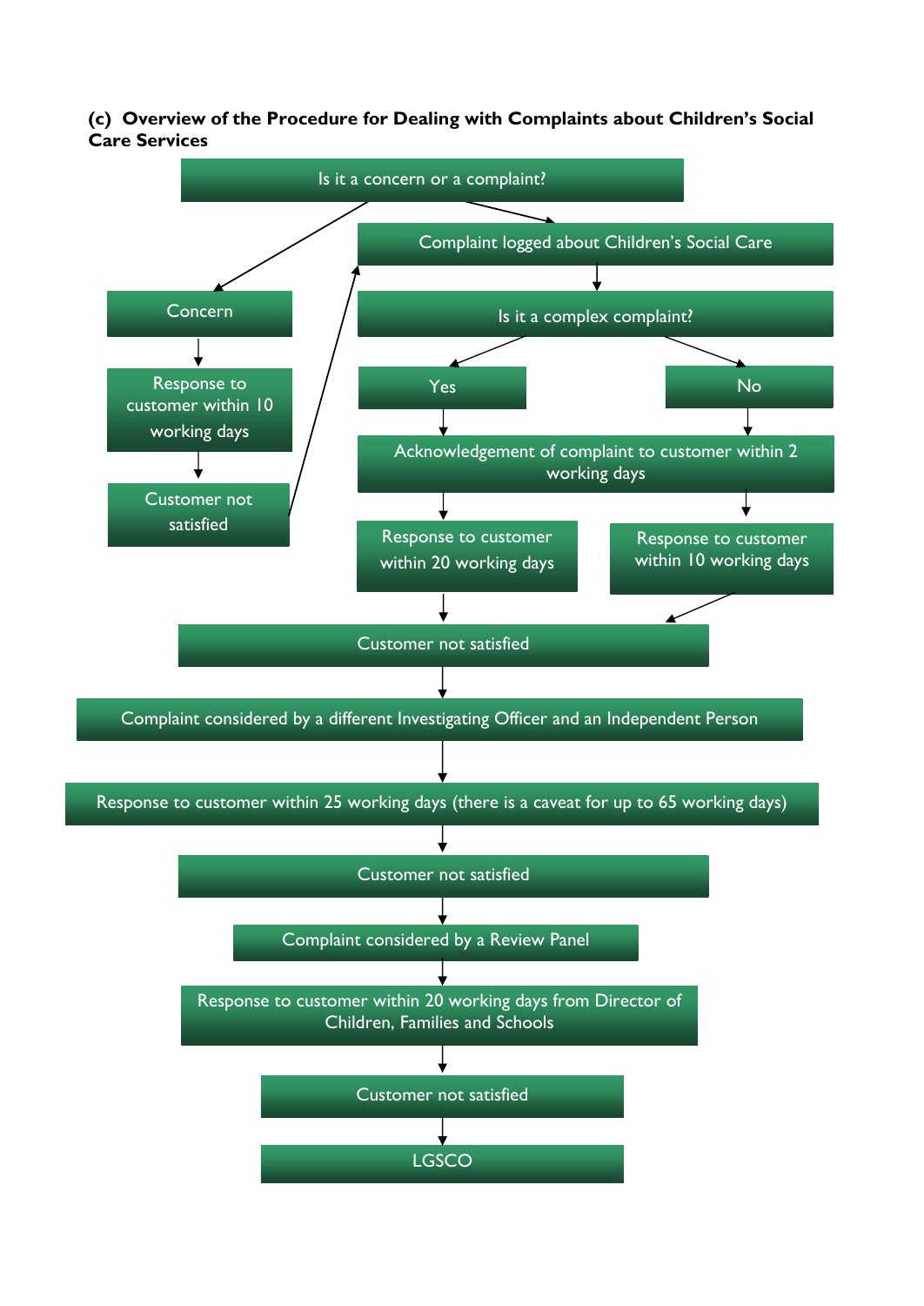### (c) Overview of the Procedure for Dealing with Complaints about Children's Social Care Services

- **Is it a concern or a complaint?**
  - **Concern**
    - Response to customer within 10 working days
    - Customer not satisfied → Complaint logged about Children's Social Care
  - **Complaint logged about Children's Social Care**
    - **Is it a complex complaint?**
      - **Yes**
        - Acknowledgement of complaint to customer within 2 working days
        - Response to customer within 20 working days
      - **No**
        - Acknowledgement of complaint to customer within 2 working days
        - Response to customer within 10 working days

- Customer not satisfied
- Complaint considered by a different Investigating Officer and an Independent Person
- Response to customer within 25 working days (there is a caveat for up to 65 working days)
- Customer not satisfied
- Complaint considered by a Review Panel
- Response to customer within 20 working days from Director of Children, Families and Schools
- Customer not satisfied
- LGSCO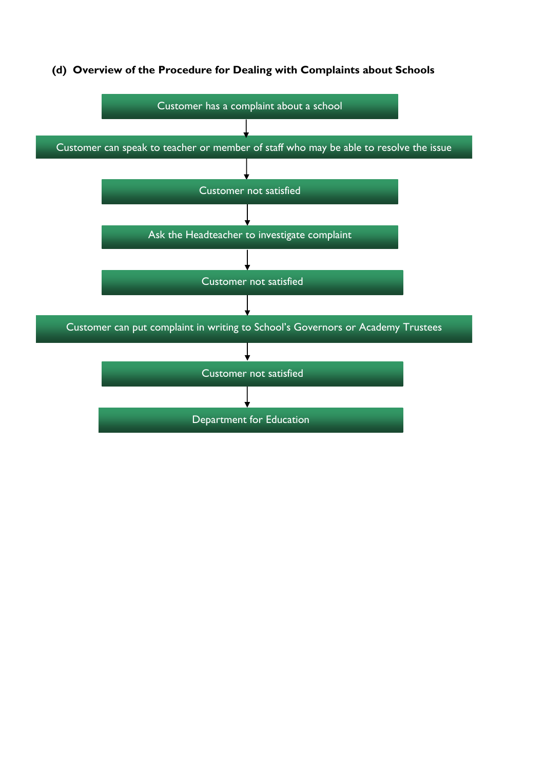### (d) Overview of the Procedure for Dealing with Complaints about Schools

Customer has a complaint about a school

↓

Customer can speak to teacher or member of staff who may be able to resolve the issue

↓

Customer not satisfied

↓

Ask the Headteacher to investigate complaint

↓

Customer not satisfied

↓

Customer can put complaint in writing to School's Governors or Academy Trustees

↓

Customer not satisfied

↓

Department for Education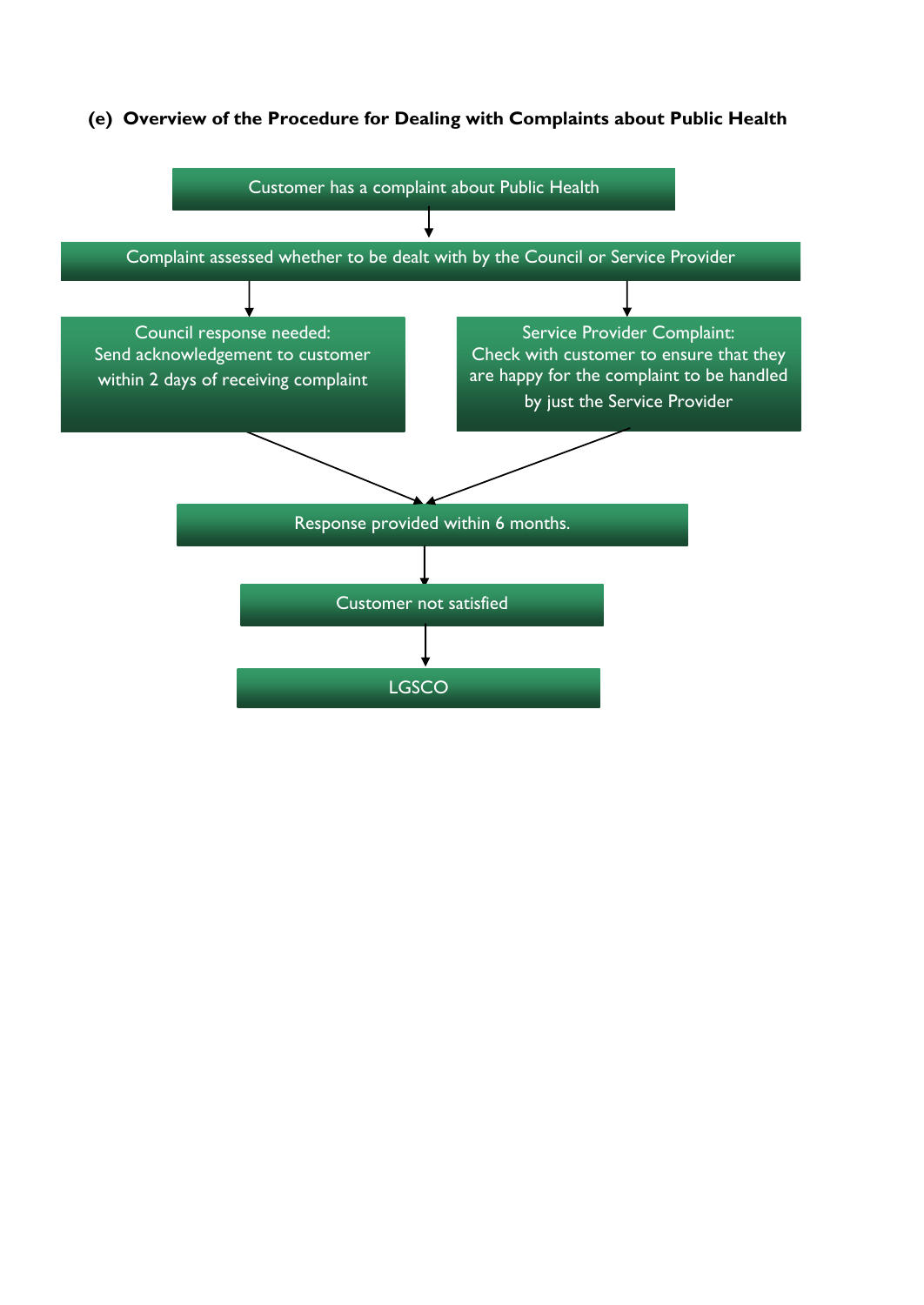**(e) Overview of the Procedure for Dealing with Complaints about Public Health**

Customer has a complaint about Public Health

↓

Complaint assessed whether to be dealt with by the Council or Service Provider

↓

- Council response needed: Send acknowledgement to customer within 2 days of receiving complaint
- Service Provider Complaint: Check with customer to ensure that they are happy for the complaint to be handled by just the Service Provider

↓

Response provided within 6 months.

↓

Customer not satisfied

↓

LGSCO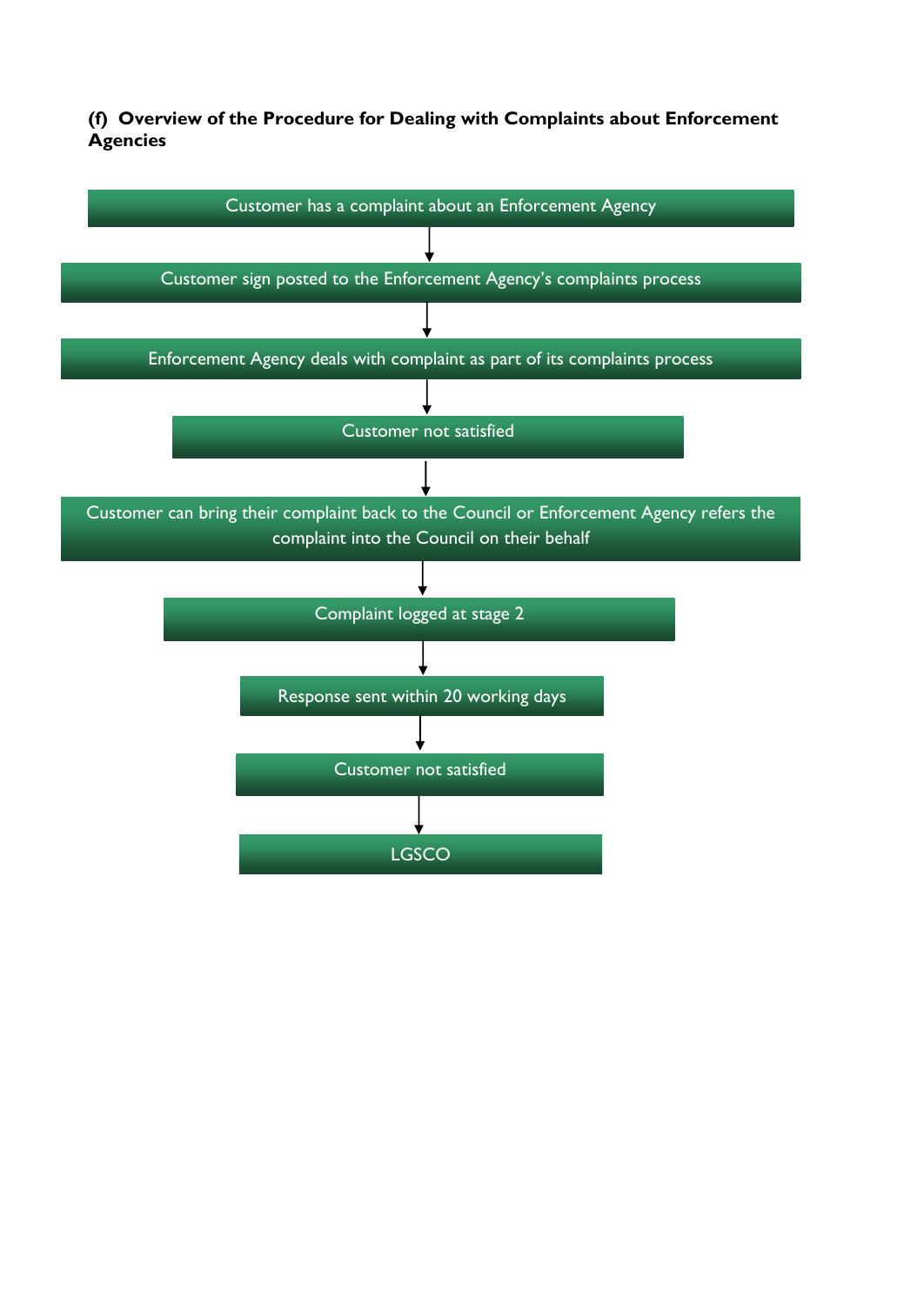### (f) Overview of the Procedure for Dealing with Complaints about Enforcement Agencies

Customer has a complaint about an Enforcement Agency

↓

Customer sign posted to the Enforcement Agency's complaints process

↓

Enforcement Agency deals with complaint as part of its complaints process

↓

Customer not satisfied

↓

Customer can bring their complaint back to the Council or Enforcement Agency refers the complaint into the Council on their behalf

↓

Complaint logged at stage 2

↓

Response sent within 20 working days

↓

Customer not satisfied

↓

LGSCO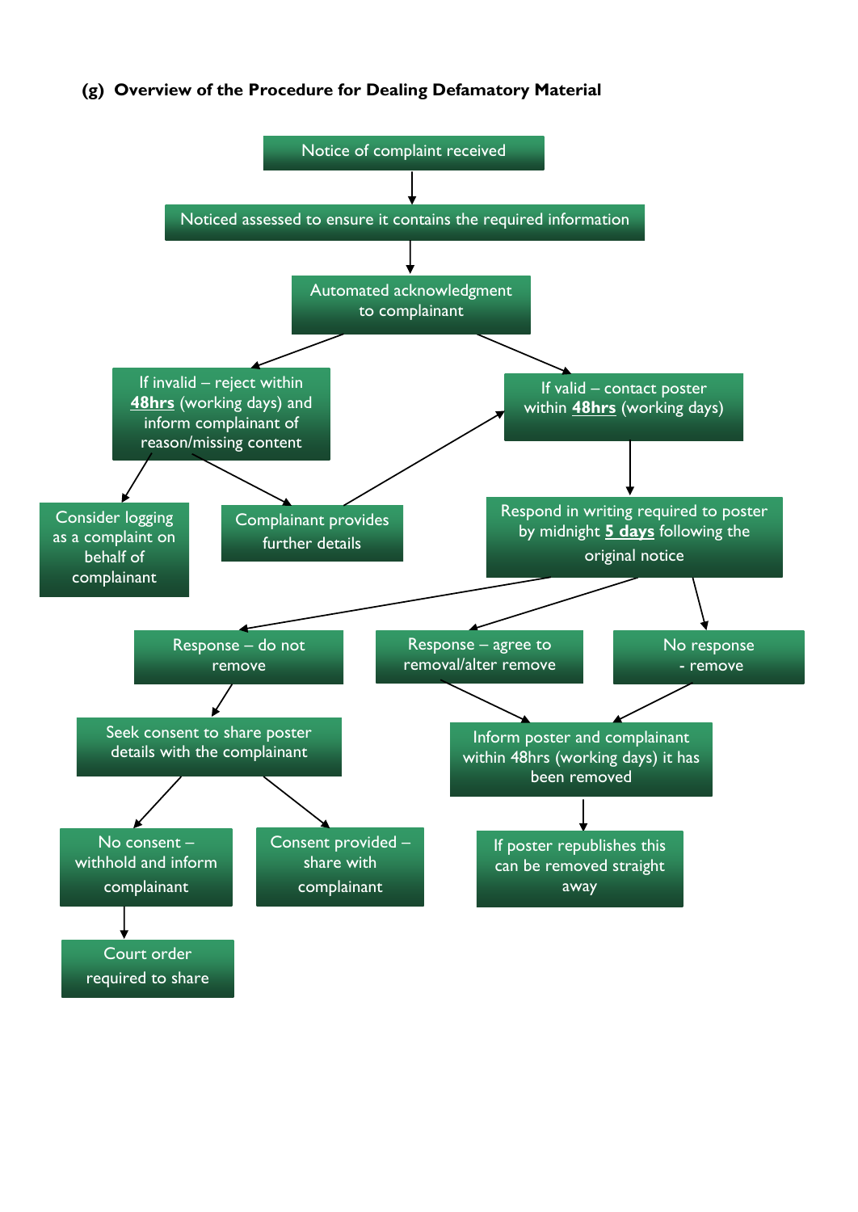### (g) Overview of the Procedure for Dealing Defamatory Material

- Notice of complaint received
- Noticed assessed to ensure it contains the required information
- Automated acknowledgment to complainant
  - If invalid – reject within **48hrs** (working days) and inform complainant of reason/missing content
    - Consider logging as a complaint on behalf of complainant
    - Complainant provides further details → If valid – contact poster within **48hrs** (working days)
  - If valid – contact poster within **48hrs** (working days)
    - Respond in writing required to poster by midnight **5 days** following the original notice
      - Response – do not remove
        - Seek consent to share poster details with the complainant
          - No consent – withhold and inform complainant
            - Court order required to share
          - Consent provided – share with complainant
      - Response – agree to removal/alter remove
        - Inform poster and complainant within 48hrs (working days) it has been removed
      - No response - remove
        - Inform poster and complainant within 48hrs (working days) it has been removed
          - If poster republishes this can be removed straight away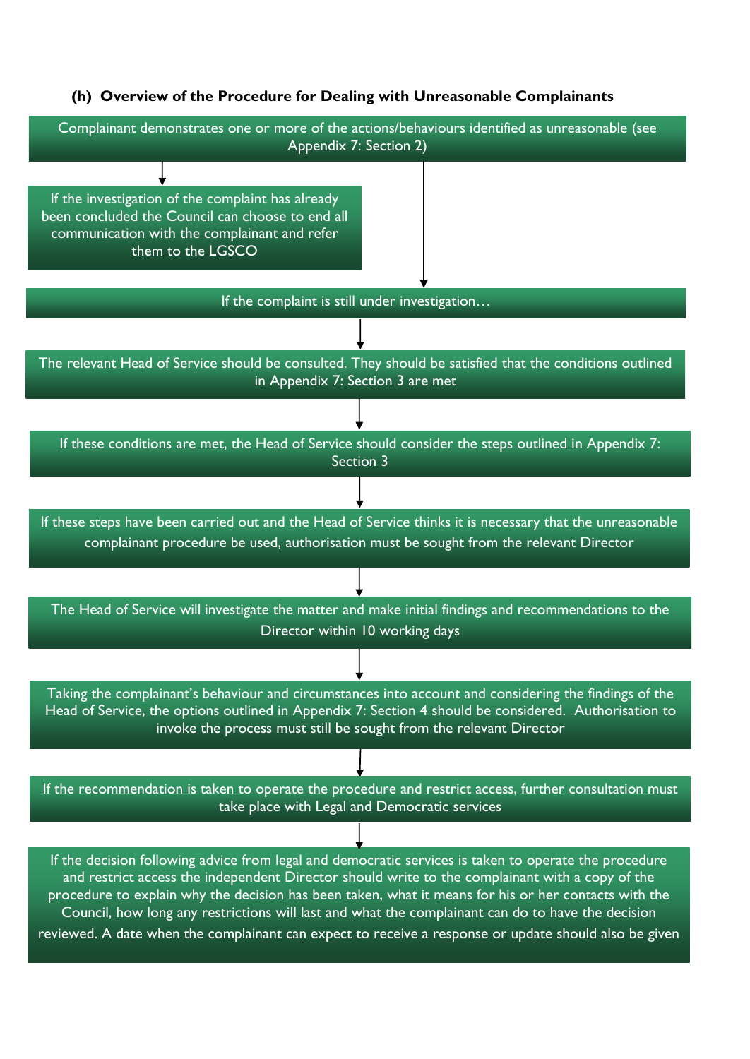### (h) Overview of the Procedure for Dealing with Unreasonable Complainants

Complainant demonstrates one or more of the actions/behaviours identified as unreasonable (see Appendix 7: Section 2)

↓

If the investigation of the complaint has already been concluded the Council can choose to end all communication with the complainant and refer them to the LGSCO

↓

If the complaint is still under investigation…

↓

The relevant Head of Service should be consulted. They should be satisfied that the conditions outlined in Appendix 7: Section 3 are met

↓

If these conditions are met, the Head of Service should consider the steps outlined in Appendix 7: Section 3

↓

If these steps have been carried out and the Head of Service thinks it is necessary that the unreasonable complainant procedure be used, authorisation must be sought from the relevant Director

↓

The Head of Service will investigate the matter and make initial findings and recommendations to the Director within 10 working days

↓

Taking the complainant's behaviour and circumstances into account and considering the findings of the Head of Service, the options outlined in Appendix 7: Section 4 should be considered. Authorisation to invoke the process must still be sought from the relevant Director

↓

If the recommendation is taken to operate the procedure and restrict access, further consultation must take place with Legal and Democratic services

↓

If the decision following advice from legal and democratic services is taken to operate the procedure and restrict access the independent Director should write to the complainant with a copy of the procedure to explain why the decision has been taken, what it means for his or her contacts with the Council, how long any restrictions will last and what the complainant can do to have the decision reviewed. A date when the complainant can expect to receive a response or update should also be given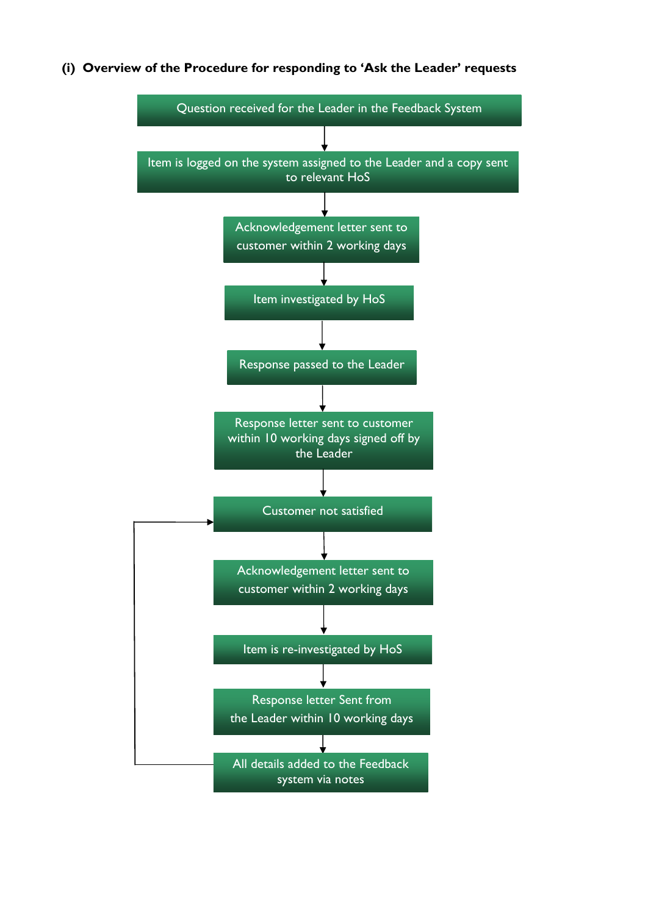### (i) Overview of the Procedure for responding to 'Ask the Leader' requests

Question received for the Leader in the Feedback System

Item is logged on the system assigned to the Leader and a copy sent to relevant HoS

Acknowledgement letter sent to customer within 2 working days

Item investigated by HoS

Response passed to the Leader

Response letter sent to customer within 10 working days signed off by the Leader

Customer not satisfied

Acknowledgement letter sent to customer within 2 working days

Item is re-investigated by HoS

Response letter Sent from the Leader within 10 working days

All details added to the Feedback system via notes